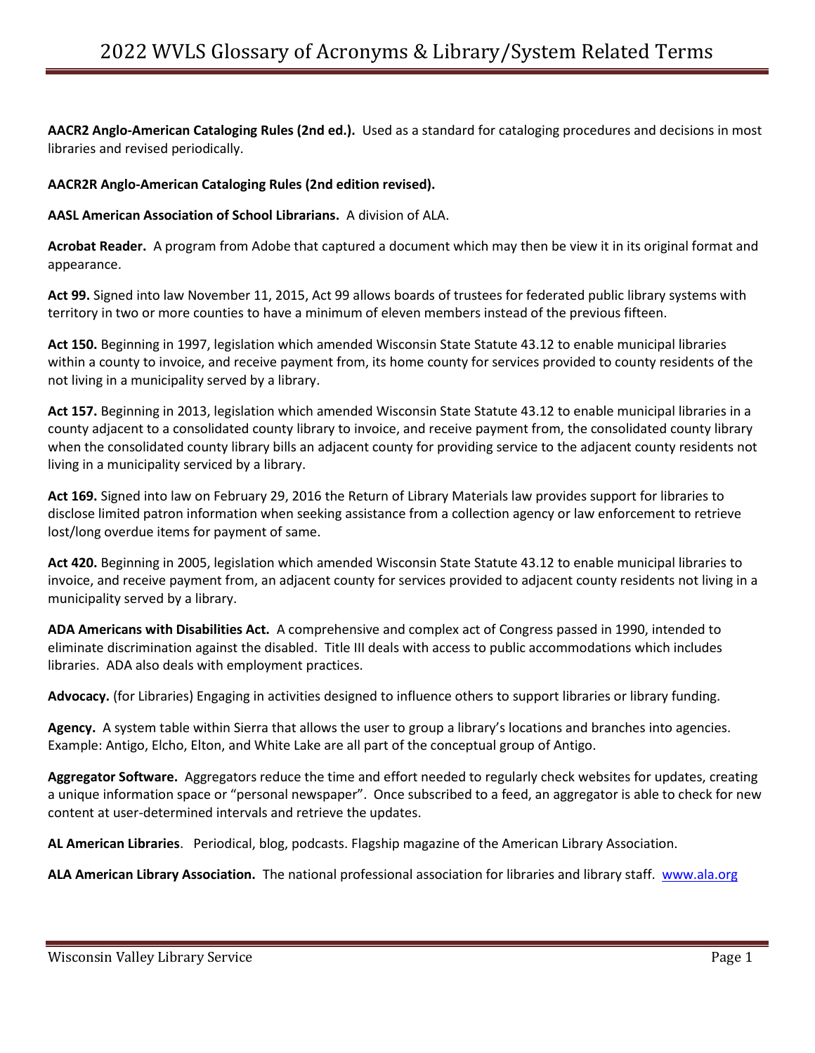# 2022 WVLS Glossary of Acronyms & Library/System Related Terms

**AACR2 Anglo-American Cataloging Rules (2nd ed.).** Used as a standard for cataloging procedures and decisions in most libraries and revised periodically.

**AACR2R Anglo-American Cataloging Rules (2nd edition revised).**

**AASL American Association of School Librarians.** A division of ALA.

**Acrobat Reader.** A program from Adobe that captured a document which may then be view it in its original format and appearance.

**Act 99.** Signed into law November 11, 2015, Act 99 allows boards of trustees for federated public library systems with territory in two or more counties to have a minimum of eleven members instead of the previous fifteen.

**Act 150.** Beginning in 1997, legislation which amended Wisconsin State Statute 43.12 to enable municipal libraries within a county to invoice, and receive payment from, its home county for services provided to county residents of the not living in a municipality served by a library.

**Act 157.** Beginning in 2013, legislation which amended Wisconsin State Statute 43.12 to enable municipal libraries in a county adjacent to a consolidated county library to invoice, and receive payment from, the consolidated county library when the consolidated county library bills an adjacent county for providing service to the adjacent county residents not living in a municipality serviced by a library.

**Act 169.** Signed into law on February 29, 2016 the Return of Library Materials law provides support for libraries to disclose limited patron information when seeking assistance from a collection agency or law enforcement to retrieve lost/long overdue items for payment of same.

**Act 420.** Beginning in 2005, legislation which amended Wisconsin State Statute 43.12 to enable municipal libraries to invoice, and receive payment from, an adjacent county for services provided to adjacent county residents not living in a municipality served by a library.

**ADA Americans with Disabilities Act.** A comprehensive and complex act of Congress passed in 1990, intended to eliminate discrimination against the disabled. Title III deals with access to public accommodations which includes libraries. ADA also deals with employment practices.

**Advocacy.** (for Libraries) Engaging in activities designed to influence others to support libraries or library funding.

**Agency.** A system table within Sierra that allows the user to group a library's locations and branches into agencies. Example: Antigo, Elcho, Elton, and White Lake are all part of the conceptual group of Antigo.

**Aggregator Software.** Aggregators reduce the time and effort needed to regularly check websites for updates, creating a unique information space or "personal newspaper". Once subscribed to a feed, an aggregator is able to check for new content at user-determined intervals and retrieve the updates.

**AL American Libraries**. Periodical, blog, podcasts. Flagship magazine of the American Library Association.

**ALA American Library Association.** The national professional association for libraries and library staff. www.ala.org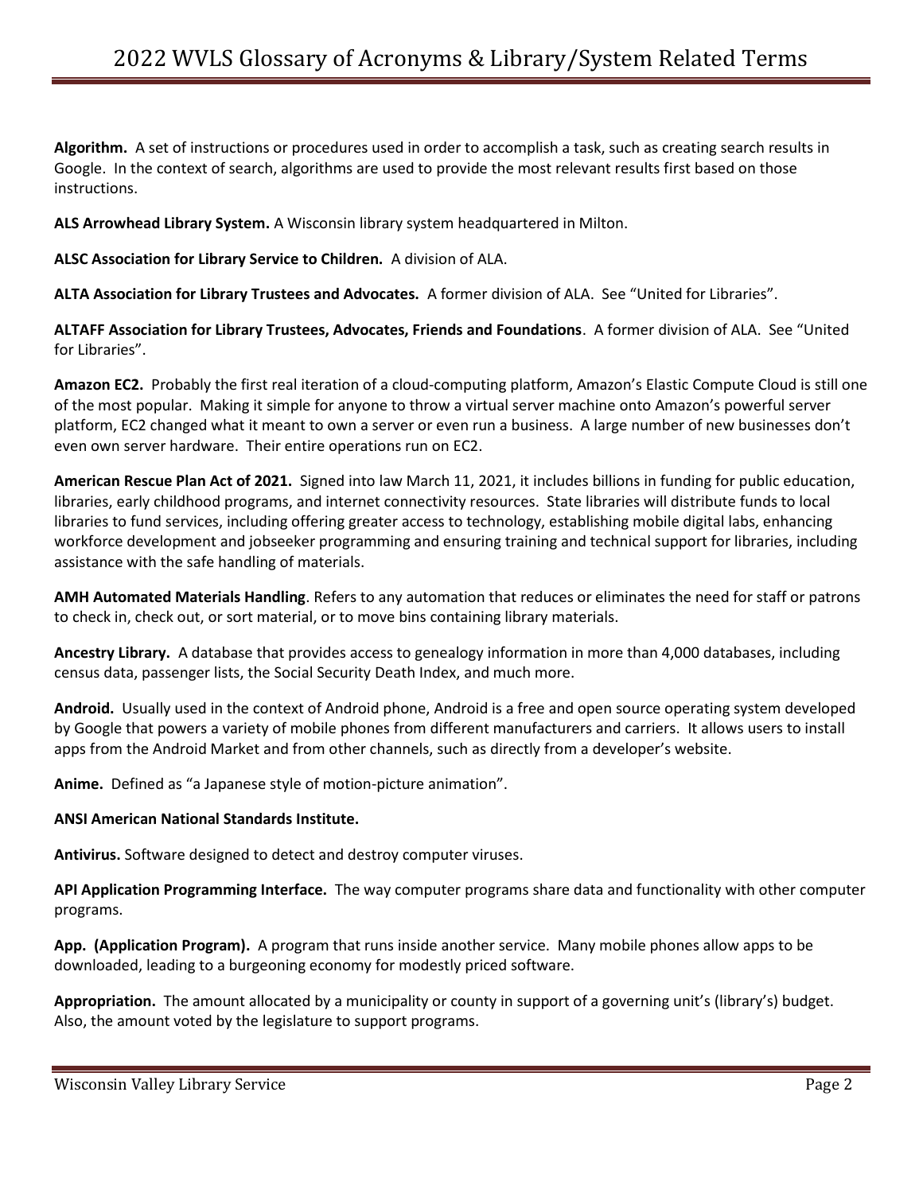**Algorithm.** A set of instructions or procedures used in order to accomplish a task, such as creating search results in Google. In the context of search, algorithms are used to provide the most relevant results first based on those instructions.

**ALS Arrowhead Library System.** A Wisconsin library system headquartered in Milton.

**ALSC Association for Library Service to Children.** A division of ALA.

**ALTA Association for Library Trustees and Advocates.** A former division of ALA. See "United for Libraries".

**ALTAFF Association for Library Trustees, Advocates, Friends and Foundations**. A former division of ALA. See "United for Libraries".

**Amazon EC2.** Probably the first real iteration of a cloud-computing platform, Amazon's Elastic Compute Cloud is still one of the most popular. Making it simple for anyone to throw a virtual server machine onto Amazon's powerful server platform, EC2 changed what it meant to own a server or even run a business. A large number of new businesses don't even own server hardware. Their entire operations run on EC2.

**American Rescue Plan Act of 2021.** Signed into law March 11, 2021, it includes billions in funding for public education, libraries, early childhood programs, and internet connectivity resources. State libraries will distribute funds to local libraries to fund services, including offering greater access to technology, establishing mobile digital labs, enhancing workforce development and jobseeker programming and ensuring training and technical support for libraries, including assistance with the safe handling of materials.

**AMH Automated Materials Handling**. Refers to any automation that reduces or eliminates the need for staff or patrons to check in, check out, or sort material, or to move bins containing library materials.

**Ancestry Library.** A database that provides access to genealogy information in more than 4,000 databases, including census data, passenger lists, the Social Security Death Index, and much more.

**Android.** Usually used in the context of Android phone, Android is a free and open source operating system developed by Google that powers a variety of mobile phones from different manufacturers and carriers. It allows users to install apps from the Android Market and from other channels, such as directly from a developer's website.

**Anime.** Defined as "a Japanese style of motion-picture animation".

**ANSI American National Standards Institute.**

**Antivirus.** Software designed to detect and destroy computer viruses.

**API Application Programming Interface.** The way computer programs share data and functionality with other computer programs.

**App. (Application Program).** A program that runs inside another service. Many mobile phones allow apps to be downloaded, leading to a burgeoning economy for modestly priced software.

**Appropriation.** The amount allocated by a municipality or county in support of a governing unit's (library's) budget. Also, the amount voted by the legislature to support programs.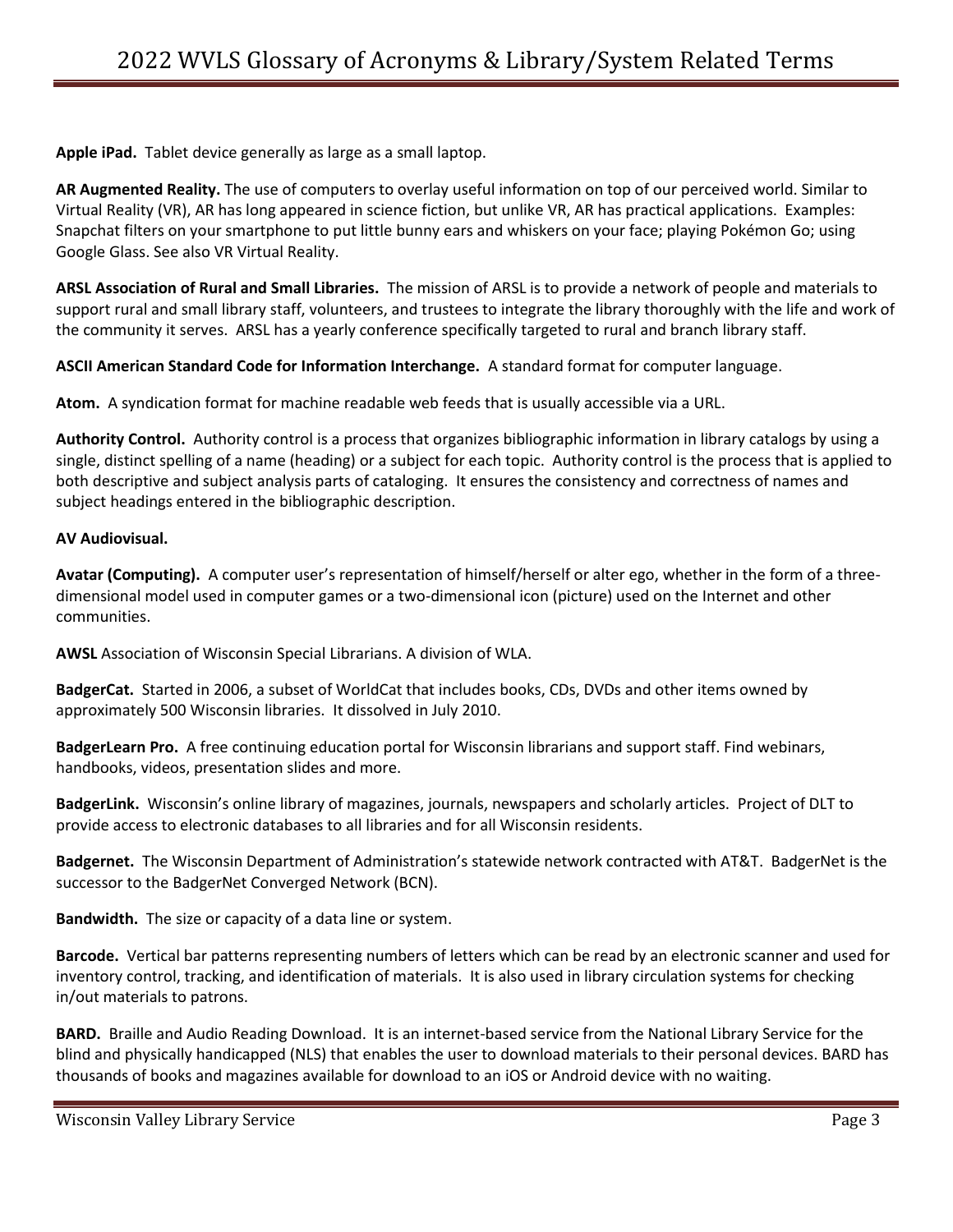**Apple iPad.** Tablet device generally as large as a small laptop.

**AR Augmented Reality.** The use of computers to overlay useful information on top of our perceived world. Similar to Virtual Reality (VR), AR has long appeared in science fiction, but unlike VR, AR has practical applications. Examples: Snapchat filters on your smartphone to put little bunny ears and whiskers on your face; playing Pokémon Go; using Google Glass. See also VR Virtual Reality.

**ARSL Association of Rural and Small Libraries.** The mission of ARSL is to provide a network of people and materials to support rural and small library staff, volunteers, and trustees to integrate the library thoroughly with the life and work of the community it serves. ARSL has a yearly conference specifically targeted to rural and branch library staff.

**ASCII American Standard Code for Information Interchange.** A standard format for computer language.

**Atom.** A syndication format for machine readable web feeds that is usually accessible via a URL.

**Authority Control.** Authority control is a process that organizes bibliographic information in library catalogs by using a single, distinct spelling of a name (heading) or a subject for each topic. Authority control is the process that is applied to both descriptive and subject analysis parts of cataloging. It ensures the consistency and correctness of names and subject headings entered in the bibliographic description.

**AV Audiovisual.**

**Avatar (Computing).** A computer user's representation of himself/herself or alter ego, whether in the form of a three-dimensional model used in computer games or a two-dimensional icon (picture) used on the Internet and other communities.

**AWSL** Association of Wisconsin Special Librarians. A division of WLA.

**BadgerCat.** Started in 2006, a subset of WorldCat that includes books, CDs, DVDs and other items owned by approximately 500 Wisconsin libraries. It dissolved in July 2010.

**BadgerLearn Pro.** A free continuing education portal for Wisconsin librarians and support staff. Find webinars, handbooks, videos, presentation slides and more.

**BadgerLink.** Wisconsin's online library of magazines, journals, newspapers and scholarly articles. Project of DLT to provide access to electronic databases to all libraries and for all Wisconsin residents.

**Badgernet.** The Wisconsin Department of Administration's statewide network contracted with AT&T. BadgerNet is the successor to the BadgerNet Converged Network (BCN).

**Bandwidth.** The size or capacity of a data line or system.

**Barcode.** Vertical bar patterns representing numbers of letters which can be read by an electronic scanner and used for inventory control, tracking, and identification of materials. It is also used in library circulation systems for checking in/out materials to patrons.

**BARD.** Braille and Audio Reading Download. It is an internet-based service from the National Library Service for the blind and physically handicapped (NLS) that enables the user to download materials to their personal devices. BARD has thousands of books and magazines available for download to an iOS or Android device with no waiting.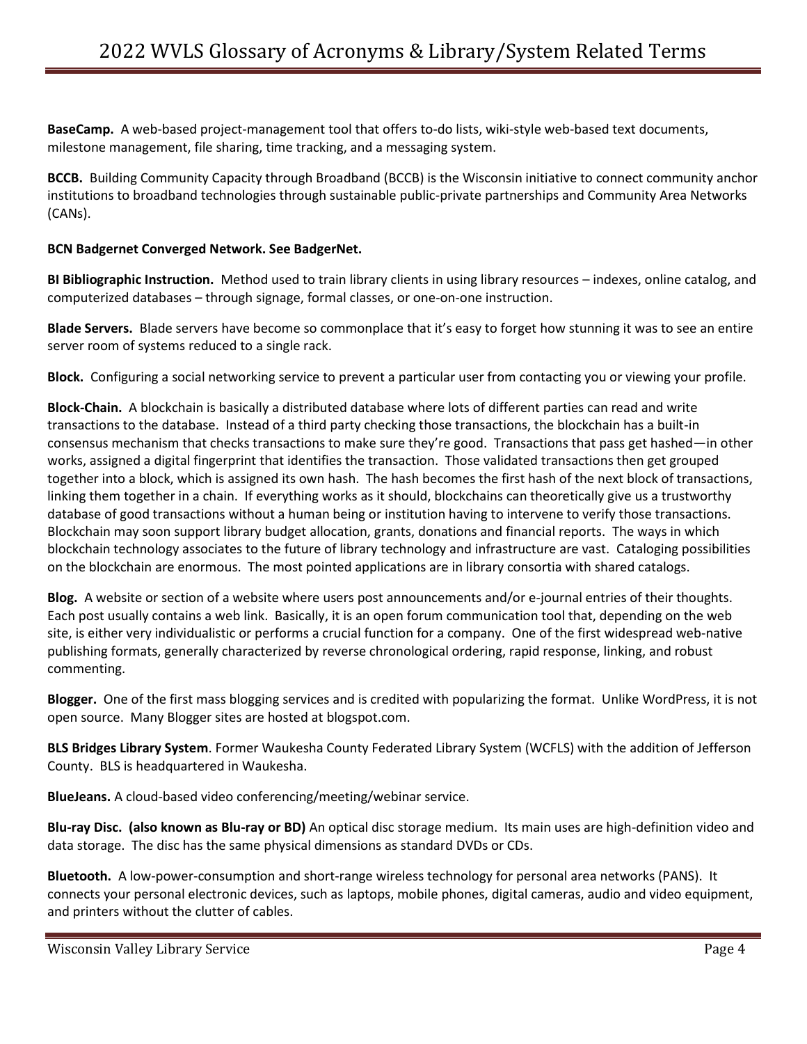**BaseCamp.** A web-based project-management tool that offers to-do lists, wiki-style web-based text documents, milestone management, file sharing, time tracking, and a messaging system.

**BCCB.** Building Community Capacity through Broadband (BCCB) is the Wisconsin initiative to connect community anchor institutions to broadband technologies through sustainable public-private partnerships and Community Area Networks (CANs).

**BCN Badgernet Converged Network. See BadgerNet.**

**BI Bibliographic Instruction.** Method used to train library clients in using library resources – indexes, online catalog, and computerized databases – through signage, formal classes, or one-on-one instruction.

**Blade Servers.** Blade servers have become so commonplace that it's easy to forget how stunning it was to see an entire server room of systems reduced to a single rack.

**Block.** Configuring a social networking service to prevent a particular user from contacting you or viewing your profile.

**Block-Chain.** A blockchain is basically a distributed database where lots of different parties can read and write transactions to the database. Instead of a third party checking those transactions, the blockchain has a built-in consensus mechanism that checks transactions to make sure they're good. Transactions that pass get hashed—in other works, assigned a digital fingerprint that identifies the transaction. Those validated transactions then get grouped together into a block, which is assigned its own hash. The hash becomes the first hash of the next block of transactions, linking them together in a chain. If everything works as it should, blockchains can theoretically give us a trustworthy database of good transactions without a human being or institution having to intervene to verify those transactions. Blockchain may soon support library budget allocation, grants, donations and financial reports. The ways in which blockchain technology associates to the future of library technology and infrastructure are vast. Cataloging possibilities on the blockchain are enormous. The most pointed applications are in library consortia with shared catalogs.

**Blog.** A website or section of a website where users post announcements and/or e-journal entries of their thoughts. Each post usually contains a web link. Basically, it is an open forum communication tool that, depending on the web site, is either very individualistic or performs a crucial function for a company. One of the first widespread web-native publishing formats, generally characterized by reverse chronological ordering, rapid response, linking, and robust commenting.

**Blogger.** One of the first mass blogging services and is credited with popularizing the format. Unlike WordPress, it is not open source. Many Blogger sites are hosted at blogspot.com.

**BLS Bridges Library System**. Former Waukesha County Federated Library System (WCFLS) with the addition of Jefferson County. BLS is headquartered in Waukesha.

**BlueJeans.** A cloud-based video conferencing/meeting/webinar service.

**Blu-ray Disc. (also known as Blu-ray or BD)** An optical disc storage medium. Its main uses are high-definition video and data storage. The disc has the same physical dimensions as standard DVDs or CDs.

**Bluetooth.** A low-power-consumption and short-range wireless technology for personal area networks (PANS). It connects your personal electronic devices, such as laptops, mobile phones, digital cameras, audio and video equipment, and printers without the clutter of cables.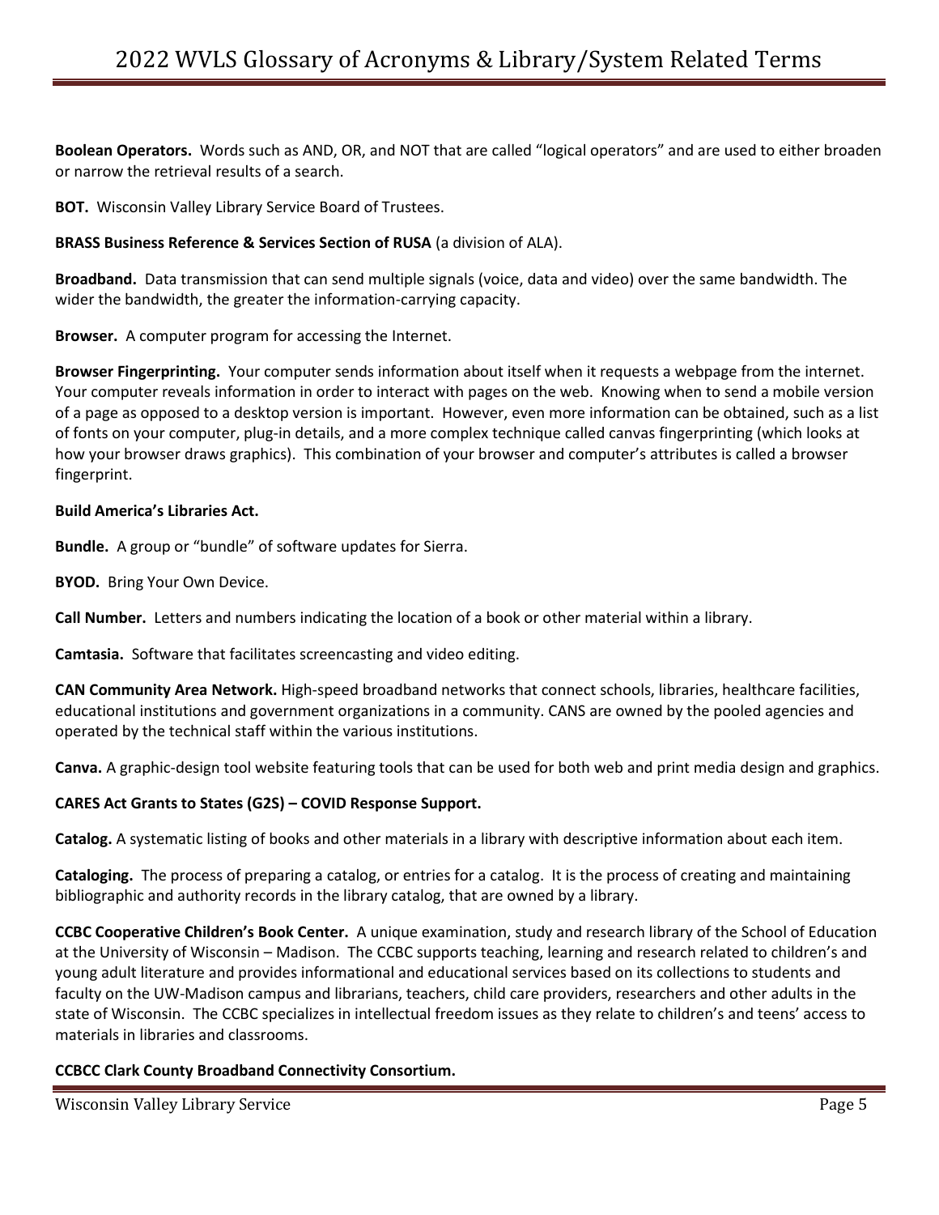**Boolean Operators.** Words such as AND, OR, and NOT that are called "logical operators" and are used to either broaden or narrow the retrieval results of a search.

**BOT.** Wisconsin Valley Library Service Board of Trustees.

**BRASS Business Reference & Services Section of RUSA** (a division of ALA).

**Broadband.** Data transmission that can send multiple signals (voice, data and video) over the same bandwidth. The wider the bandwidth, the greater the information-carrying capacity.

**Browser.** A computer program for accessing the Internet.

**Browser Fingerprinting.** Your computer sends information about itself when it requests a webpage from the internet. Your computer reveals information in order to interact with pages on the web. Knowing when to send a mobile version of a page as opposed to a desktop version is important. However, even more information can be obtained, such as a list of fonts on your computer, plug-in details, and a more complex technique called canvas fingerprinting (which looks at how your browser draws graphics). This combination of your browser and computer's attributes is called a browser fingerprint.

**Build America's Libraries Act.**

**Bundle.** A group or "bundle" of software updates for Sierra.

**BYOD.** Bring Your Own Device.

**Call Number.** Letters and numbers indicating the location of a book or other material within a library.

**Camtasia.** Software that facilitates screencasting and video editing.

**CAN Community Area Network.** High-speed broadband networks that connect schools, libraries, healthcare facilities, educational institutions and government organizations in a community. CANS are owned by the pooled agencies and operated by the technical staff within the various institutions.

**Canva.** A graphic-design tool website featuring tools that can be used for both web and print media design and graphics.

**CARES Act Grants to States (G2S) – COVID Response Support.**

**Catalog.** A systematic listing of books and other materials in a library with descriptive information about each item.

**Cataloging.** The process of preparing a catalog, or entries for a catalog. It is the process of creating and maintaining bibliographic and authority records in the library catalog, that are owned by a library.

**CCBC Cooperative Children's Book Center.** A unique examination, study and research library of the School of Education at the University of Wisconsin – Madison. The CCBC supports teaching, learning and research related to children's and young adult literature and provides informational and educational services based on its collections to students and faculty on the UW-Madison campus and librarians, teachers, child care providers, researchers and other adults in the state of Wisconsin. The CCBC specializes in intellectual freedom issues as they relate to children's and teens' access to materials in libraries and classrooms.

**CCBCC Clark County Broadband Connectivity Consortium.**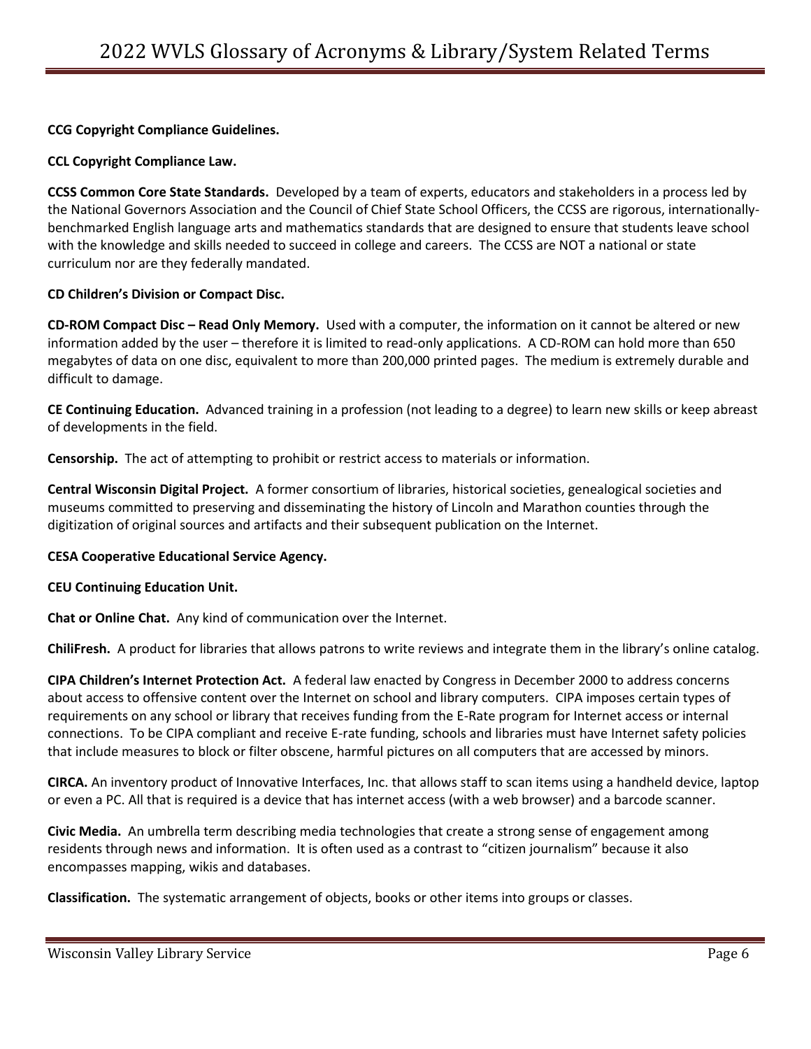**CCG Copyright Compliance Guidelines.**

**CCL Copyright Compliance Law.**

**CCSS Common Core State Standards.** Developed by a team of experts, educators and stakeholders in a process led by the National Governors Association and the Council of Chief State School Officers, the CCSS are rigorous, internationally-benchmarked English language arts and mathematics standards that are designed to ensure that students leave school with the knowledge and skills needed to succeed in college and careers. The CCSS are NOT a national or state curriculum nor are they federally mandated.

**CD Children's Division or Compact Disc.**

**CD-ROM Compact Disc – Read Only Memory.** Used with a computer, the information on it cannot be altered or new information added by the user – therefore it is limited to read-only applications. A CD-ROM can hold more than 650 megabytes of data on one disc, equivalent to more than 200,000 printed pages. The medium is extremely durable and difficult to damage.

**CE Continuing Education.** Advanced training in a profession (not leading to a degree) to learn new skills or keep abreast of developments in the field.

**Censorship.** The act of attempting to prohibit or restrict access to materials or information.

**Central Wisconsin Digital Project.** A former consortium of libraries, historical societies, genealogical societies and museums committed to preserving and disseminating the history of Lincoln and Marathon counties through the digitization of original sources and artifacts and their subsequent publication on the Internet.

**CESA Cooperative Educational Service Agency.**

**CEU Continuing Education Unit.**

**Chat or Online Chat.** Any kind of communication over the Internet.

**ChiliFresh.** A product for libraries that allows patrons to write reviews and integrate them in the library's online catalog.

**CIPA Children's Internet Protection Act.** A federal law enacted by Congress in December 2000 to address concerns about access to offensive content over the Internet on school and library computers. CIPA imposes certain types of requirements on any school or library that receives funding from the E-Rate program for Internet access or internal connections. To be CIPA compliant and receive E-rate funding, schools and libraries must have Internet safety policies that include measures to block or filter obscene, harmful pictures on all computers that are accessed by minors.

**CIRCA.** An inventory product of Innovative Interfaces, Inc. that allows staff to scan items using a handheld device, laptop or even a PC. All that is required is a device that has internet access (with a web browser) and a barcode scanner.

**Civic Media.** An umbrella term describing media technologies that create a strong sense of engagement among residents through news and information. It is often used as a contrast to "citizen journalism" because it also encompasses mapping, wikis and databases.

**Classification.** The systematic arrangement of objects, books or other items into groups or classes.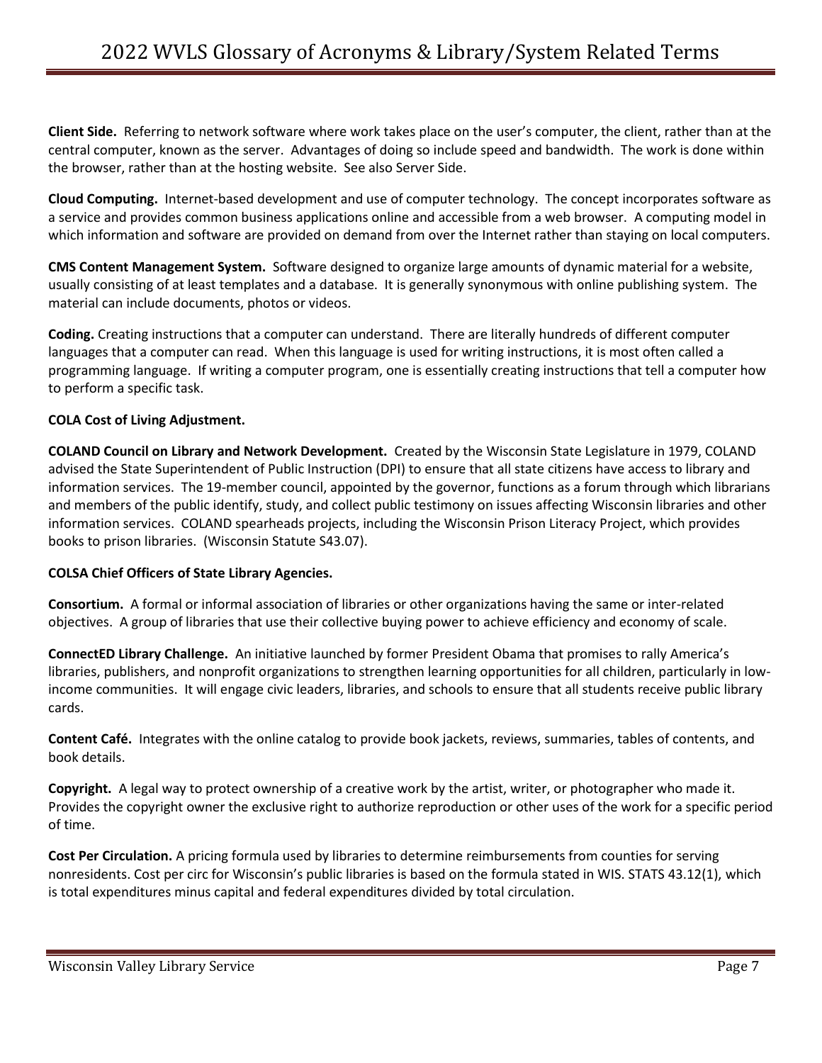**Client Side.** Referring to network software where work takes place on the user's computer, the client, rather than at the central computer, known as the server. Advantages of doing so include speed and bandwidth. The work is done within the browser, rather than at the hosting website. See also Server Side.

**Cloud Computing.** Internet-based development and use of computer technology. The concept incorporates software as a service and provides common business applications online and accessible from a web browser. A computing model in which information and software are provided on demand from over the Internet rather than staying on local computers.

**CMS Content Management System.** Software designed to organize large amounts of dynamic material for a website, usually consisting of at least templates and a database. It is generally synonymous with online publishing system. The material can include documents, photos or videos.

**Coding.** Creating instructions that a computer can understand. There are literally hundreds of different computer languages that a computer can read. When this language is used for writing instructions, it is most often called a programming language. If writing a computer program, one is essentially creating instructions that tell a computer how to perform a specific task.

**COLA Cost of Living Adjustment.**

**COLAND Council on Library and Network Development.** Created by the Wisconsin State Legislature in 1979, COLAND advised the State Superintendent of Public Instruction (DPI) to ensure that all state citizens have access to library and information services. The 19-member council, appointed by the governor, functions as a forum through which librarians and members of the public identify, study, and collect public testimony on issues affecting Wisconsin libraries and other information services. COLAND spearheads projects, including the Wisconsin Prison Literacy Project, which provides books to prison libraries. (Wisconsin Statute S43.07).

**COLSA Chief Officers of State Library Agencies.**

**Consortium.** A formal or informal association of libraries or other organizations having the same or inter-related objectives. A group of libraries that use their collective buying power to achieve efficiency and economy of scale.

**ConnectED Library Challenge.** An initiative launched by former President Obama that promises to rally America's libraries, publishers, and nonprofit organizations to strengthen learning opportunities for all children, particularly in low-income communities. It will engage civic leaders, libraries, and schools to ensure that all students receive public library cards.

**Content Café.** Integrates with the online catalog to provide book jackets, reviews, summaries, tables of contents, and book details.

**Copyright.** A legal way to protect ownership of a creative work by the artist, writer, or photographer who made it. Provides the copyright owner the exclusive right to authorize reproduction or other uses of the work for a specific period of time.

**Cost Per Circulation.** A pricing formula used by libraries to determine reimbursements from counties for serving nonresidents. Cost per circ for Wisconsin's public libraries is based on the formula stated in WIS. STATS 43.12(1), which is total expenditures minus capital and federal expenditures divided by total circulation.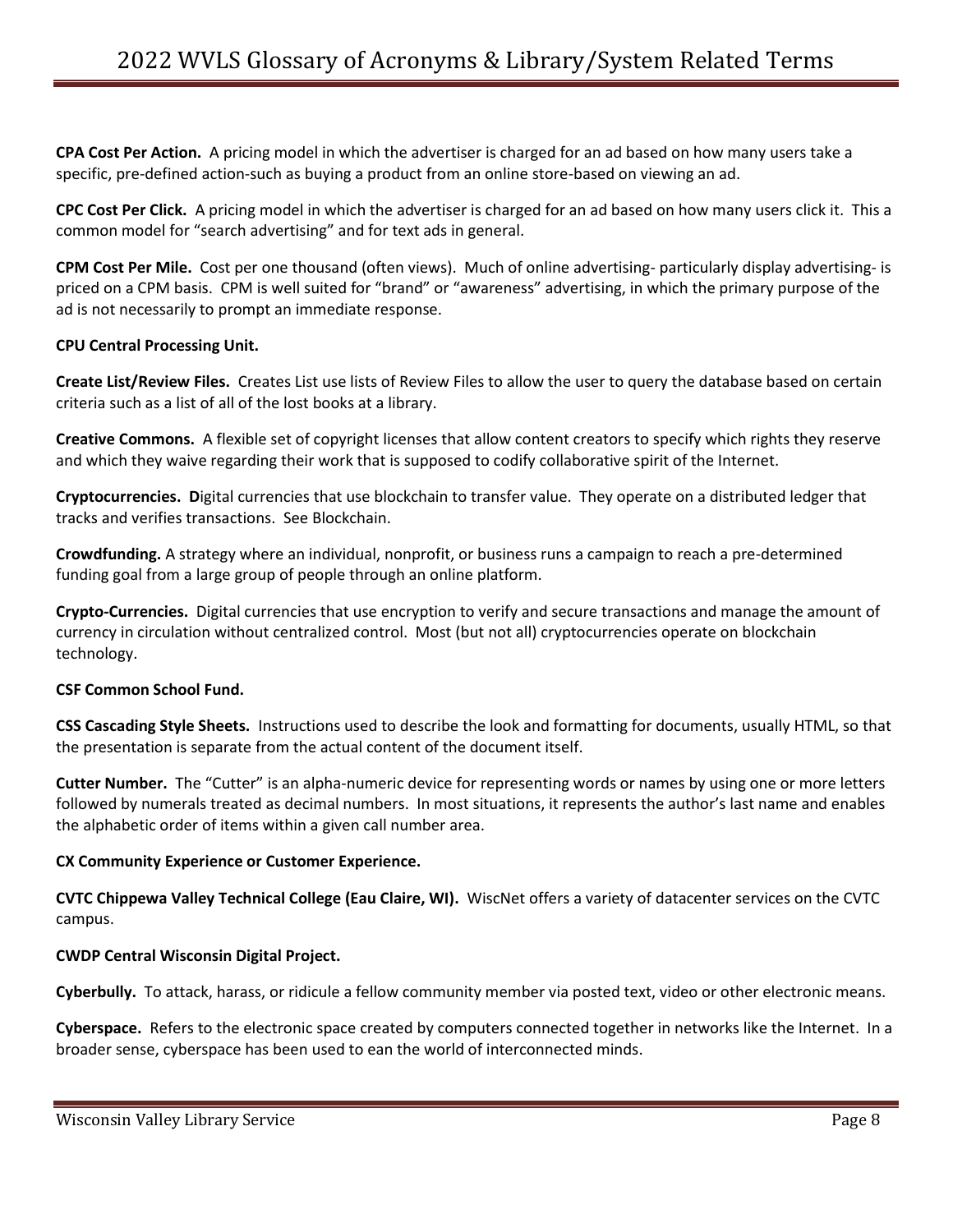**CPA Cost Per Action.** A pricing model in which the advertiser is charged for an ad based on how many users take a specific, pre-defined action-such as buying a product from an online store-based on viewing an ad.

**CPC Cost Per Click.** A pricing model in which the advertiser is charged for an ad based on how many users click it. This a common model for "search advertising" and for text ads in general.

**CPM Cost Per Mile.** Cost per one thousand (often views). Much of online advertising- particularly display advertising- is priced on a CPM basis. CPM is well suited for "brand" or "awareness" advertising, in which the primary purpose of the ad is not necessarily to prompt an immediate response.

**CPU Central Processing Unit.**

**Create List/Review Files.** Creates List use lists of Review Files to allow the user to query the database based on certain criteria such as a list of all of the lost books at a library.

**Creative Commons.** A flexible set of copyright licenses that allow content creators to specify which rights they reserve and which they waive regarding their work that is supposed to codify collaborative spirit of the Internet.

**Cryptocurrencies. D**igital currencies that use blockchain to transfer value. They operate on a distributed ledger that tracks and verifies transactions. See Blockchain.

**Crowdfunding.** A strategy where an individual, nonprofit, or business runs a campaign to reach a pre-determined funding goal from a large group of people through an online platform.

**Crypto-Currencies.** Digital currencies that use encryption to verify and secure transactions and manage the amount of currency in circulation without centralized control. Most (but not all) cryptocurrencies operate on blockchain technology.

**CSF Common School Fund.**

**CSS Cascading Style Sheets.** Instructions used to describe the look and formatting for documents, usually HTML, so that the presentation is separate from the actual content of the document itself.

**Cutter Number.** The "Cutter" is an alpha-numeric device for representing words or names by using one or more letters followed by numerals treated as decimal numbers. In most situations, it represents the author's last name and enables the alphabetic order of items within a given call number area.

**CX Community Experience or Customer Experience.**

**CVTC Chippewa Valley Technical College (Eau Claire, WI).** WiscNet offers a variety of datacenter services on the CVTC campus.

**CWDP Central Wisconsin Digital Project.**

**Cyberbully.** To attack, harass, or ridicule a fellow community member via posted text, video or other electronic means.

**Cyberspace.** Refers to the electronic space created by computers connected together in networks like the Internet. In a broader sense, cyberspace has been used to ean the world of interconnected minds.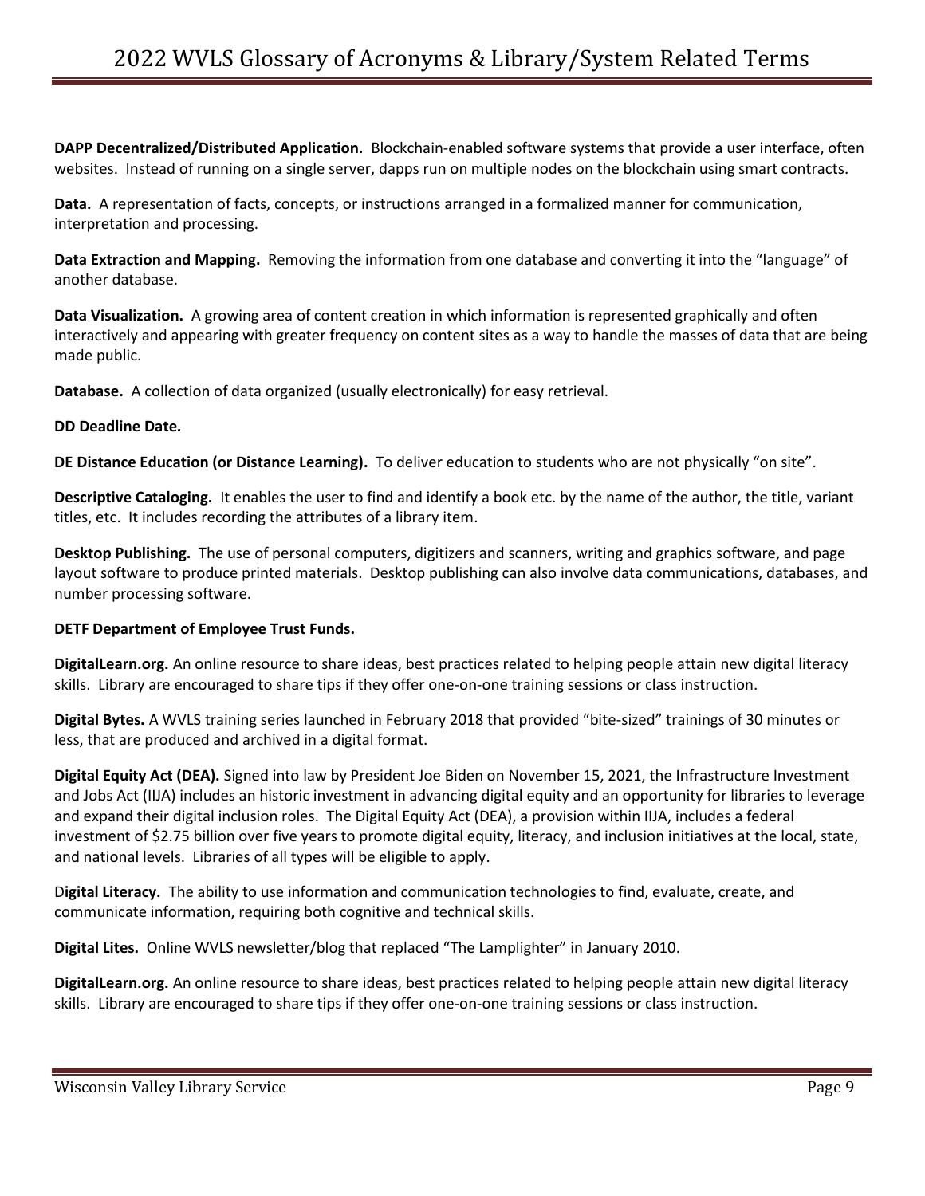**DAPP Decentralized/Distributed Application.** Blockchain-enabled software systems that provide a user interface, often websites. Instead of running on a single server, dapps run on multiple nodes on the blockchain using smart contracts.

**Data.** A representation of facts, concepts, or instructions arranged in a formalized manner for communication, interpretation and processing.

**Data Extraction and Mapping.** Removing the information from one database and converting it into the "language" of another database.

**Data Visualization.** A growing area of content creation in which information is represented graphically and often interactively and appearing with greater frequency on content sites as a way to handle the masses of data that are being made public.

**Database.** A collection of data organized (usually electronically) for easy retrieval.

**DD Deadline Date.**

**DE Distance Education (or Distance Learning).** To deliver education to students who are not physically "on site".

**Descriptive Cataloging.** It enables the user to find and identify a book etc. by the name of the author, the title, variant titles, etc. It includes recording the attributes of a library item.

**Desktop Publishing.** The use of personal computers, digitizers and scanners, writing and graphics software, and page layout software to produce printed materials. Desktop publishing can also involve data communications, databases, and number processing software.

**DETF Department of Employee Trust Funds.**

**DigitalLearn.org.** An online resource to share ideas, best practices related to helping people attain new digital literacy skills. Library are encouraged to share tips if they offer one-on-one training sessions or class instruction.

**Digital Bytes.** A WVLS training series launched in February 2018 that provided "bite-sized" trainings of 30 minutes or less, that are produced and archived in a digital format.

**Digital Equity Act (DEA).** Signed into law by President Joe Biden on November 15, 2021, the Infrastructure Investment and Jobs Act (IIJA) includes an historic investment in advancing digital equity and an opportunity for libraries to leverage and expand their digital inclusion roles. The Digital Equity Act (DEA), a provision within IIJA, includes a federal investment of $2.75 billion over five years to promote digital equity, literacy, and inclusion initiatives at the local, state, and national levels. Libraries of all types will be eligible to apply.

D**igital Literacy.** The ability to use information and communication technologies to find, evaluate, create, and communicate information, requiring both cognitive and technical skills.

**Digital Lites.** Online WVLS newsletter/blog that replaced "The Lamplighter" in January 2010.

**DigitalLearn.org.** An online resource to share ideas, best practices related to helping people attain new digital literacy skills. Library are encouraged to share tips if they offer one-on-one training sessions or class instruction.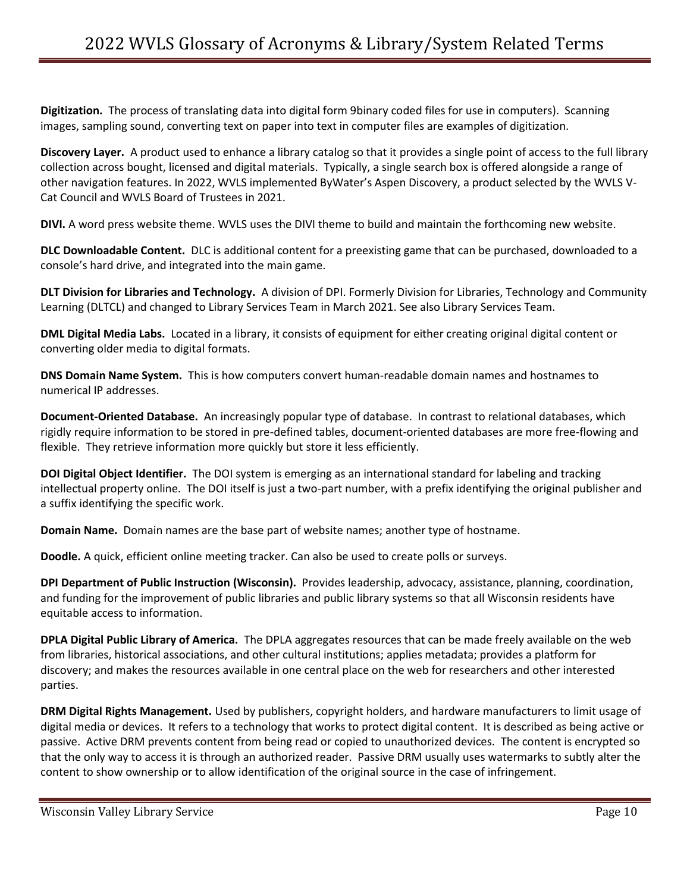**Digitization.** The process of translating data into digital form 9binary coded files for use in computers). Scanning images, sampling sound, converting text on paper into text in computer files are examples of digitization.

**Discovery Layer.** A product used to enhance a library catalog so that it provides a single point of access to the full library collection across bought, licensed and digital materials. Typically, a single search box is offered alongside a range of other navigation features. In 2022, WVLS implemented ByWater's Aspen Discovery, a product selected by the WVLS V-Cat Council and WVLS Board of Trustees in 2021.

**DIVI.** A word press website theme. WVLS uses the DIVI theme to build and maintain the forthcoming new website.

**DLC Downloadable Content.** DLC is additional content for a preexisting game that can be purchased, downloaded to a console's hard drive, and integrated into the main game.

**DLT Division for Libraries and Technology.** A division of DPI. Formerly Division for Libraries, Technology and Community Learning (DLTCL) and changed to Library Services Team in March 2021. See also Library Services Team.

**DML Digital Media Labs.** Located in a library, it consists of equipment for either creating original digital content or converting older media to digital formats.

**DNS Domain Name System.** This is how computers convert human-readable domain names and hostnames to numerical IP addresses.

**Document-Oriented Database.** An increasingly popular type of database. In contrast to relational databases, which rigidly require information to be stored in pre-defined tables, document-oriented databases are more free-flowing and flexible. They retrieve information more quickly but store it less efficiently.

**DOI Digital Object Identifier.** The DOI system is emerging as an international standard for labeling and tracking intellectual property online. The DOI itself is just a two-part number, with a prefix identifying the original publisher and a suffix identifying the specific work.

**Domain Name.** Domain names are the base part of website names; another type of hostname.

**Doodle.** A quick, efficient online meeting tracker. Can also be used to create polls or surveys.

**DPI Department of Public Instruction (Wisconsin).** Provides leadership, advocacy, assistance, planning, coordination, and funding for the improvement of public libraries and public library systems so that all Wisconsin residents have equitable access to information.

**DPLA Digital Public Library of America.** The DPLA aggregates resources that can be made freely available on the web from libraries, historical associations, and other cultural institutions; applies metadata; provides a platform for discovery; and makes the resources available in one central place on the web for researchers and other interested parties.

**DRM Digital Rights Management.** Used by publishers, copyright holders, and hardware manufacturers to limit usage of digital media or devices. It refers to a technology that works to protect digital content. It is described as being active or passive. Active DRM prevents content from being read or copied to unauthorized devices. The content is encrypted so that the only way to access it is through an authorized reader. Passive DRM usually uses watermarks to subtly alter the content to show ownership or to allow identification of the original source in the case of infringement.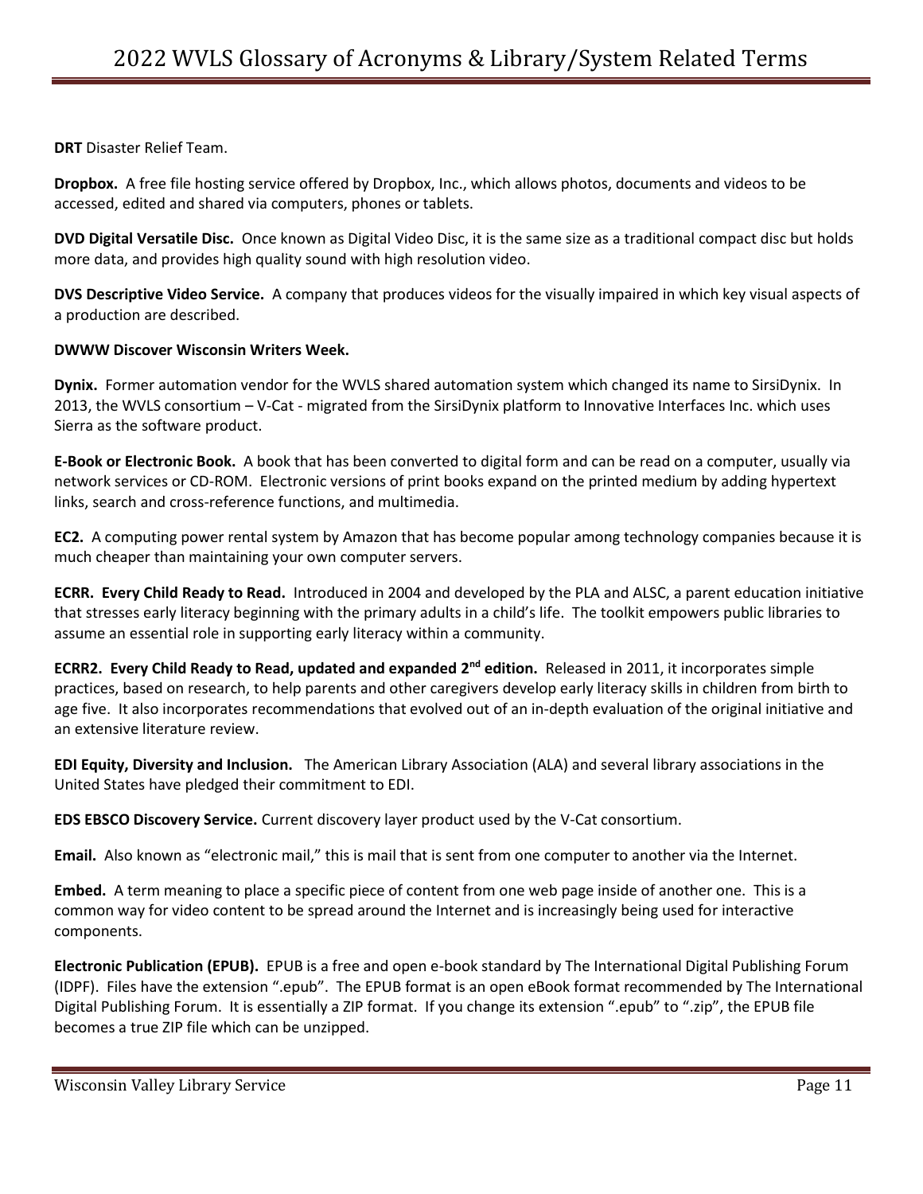**DRT** Disaster Relief Team.

**Dropbox.** A free file hosting service offered by Dropbox, Inc., which allows photos, documents and videos to be accessed, edited and shared via computers, phones or tablets.

**DVD Digital Versatile Disc.** Once known as Digital Video Disc, it is the same size as a traditional compact disc but holds more data, and provides high quality sound with high resolution video.

**DVS Descriptive Video Service.** A company that produces videos for the visually impaired in which key visual aspects of a production are described.

**DWWW Discover Wisconsin Writers Week.**

**Dynix.** Former automation vendor for the WVLS shared automation system which changed its name to SirsiDynix. In 2013, the WVLS consortium – V-Cat - migrated from the SirsiDynix platform to Innovative Interfaces Inc. which uses Sierra as the software product.

**E-Book or Electronic Book.** A book that has been converted to digital form and can be read on a computer, usually via network services or CD-ROM. Electronic versions of print books expand on the printed medium by adding hypertext links, search and cross-reference functions, and multimedia.

**EC2.** A computing power rental system by Amazon that has become popular among technology companies because it is much cheaper than maintaining your own computer servers.

**ECRR. Every Child Ready to Read.** Introduced in 2004 and developed by the PLA and ALSC, a parent education initiative that stresses early literacy beginning with the primary adults in a child's life. The toolkit empowers public libraries to assume an essential role in supporting early literacy within a community.

**ECRR2. Every Child Ready to Read, updated and expanded 2nd edition.** Released in 2011, it incorporates simple practices, based on research, to help parents and other caregivers develop early literacy skills in children from birth to age five. It also incorporates recommendations that evolved out of an in-depth evaluation of the original initiative and an extensive literature review.

**EDI Equity, Diversity and Inclusion.** The American Library Association (ALA) and several library associations in the United States have pledged their commitment to EDI.

**EDS EBSCO Discovery Service.** Current discovery layer product used by the V-Cat consortium.

**Email.** Also known as "electronic mail," this is mail that is sent from one computer to another via the Internet.

**Embed.** A term meaning to place a specific piece of content from one web page inside of another one. This is a common way for video content to be spread around the Internet and is increasingly being used for interactive components.

**Electronic Publication (EPUB).** EPUB is a free and open e-book standard by The International Digital Publishing Forum (IDPF). Files have the extension ".epub". The EPUB format is an open eBook format recommended by The International Digital Publishing Forum. It is essentially a ZIP format. If you change its extension ".epub" to ".zip", the EPUB file becomes a true ZIP file which can be unzipped.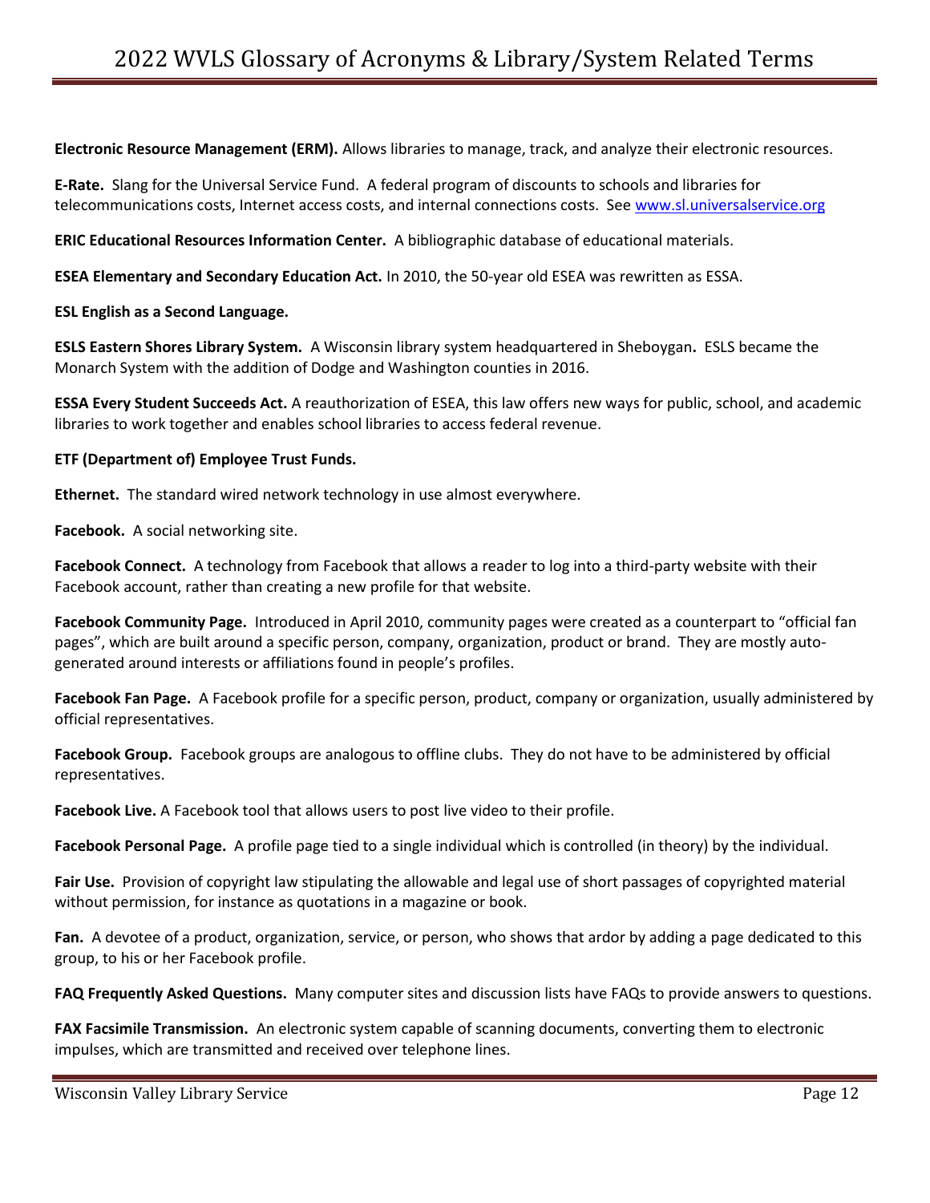**Electronic Resource Management (ERM).** Allows libraries to manage, track, and analyze their electronic resources.

**E-Rate.** Slang for the Universal Service Fund. A federal program of discounts to schools and libraries for telecommunications costs, Internet access costs, and internal connections costs. See www.sl.universalservice.org

**ERIC Educational Resources Information Center.** A bibliographic database of educational materials.

**ESEA Elementary and Secondary Education Act.** In 2010, the 50-year old ESEA was rewritten as ESSA.

**ESL English as a Second Language.**

**ESLS Eastern Shores Library System.** A Wisconsin library system headquartered in Sheboygan**.** ESLS became the Monarch System with the addition of Dodge and Washington counties in 2016.

**ESSA Every Student Succeeds Act.** A reauthorization of ESEA, this law offers new ways for public, school, and academic libraries to work together and enables school libraries to access federal revenue.

**ETF (Department of) Employee Trust Funds.**

**Ethernet.** The standard wired network technology in use almost everywhere.

**Facebook.** A social networking site.

**Facebook Connect.** A technology from Facebook that allows a reader to log into a third-party website with their Facebook account, rather than creating a new profile for that website.

**Facebook Community Page.** Introduced in April 2010, community pages were created as a counterpart to "official fan pages", which are built around a specific person, company, organization, product or brand. They are mostly auto-generated around interests or affiliations found in people's profiles.

**Facebook Fan Page.** A Facebook profile for a specific person, product, company or organization, usually administered by official representatives.

**Facebook Group.** Facebook groups are analogous to offline clubs. They do not have to be administered by official representatives.

**Facebook Live.** A Facebook tool that allows users to post live video to their profile.

**Facebook Personal Page.** A profile page tied to a single individual which is controlled (in theory) by the individual.

**Fair Use.** Provision of copyright law stipulating the allowable and legal use of short passages of copyrighted material without permission, for instance as quotations in a magazine or book.

**Fan.** A devotee of a product, organization, service, or person, who shows that ardor by adding a page dedicated to this group, to his or her Facebook profile.

**FAQ Frequently Asked Questions.** Many computer sites and discussion lists have FAQs to provide answers to questions.

**FAX Facsimile Transmission.** An electronic system capable of scanning documents, converting them to electronic impulses, which are transmitted and received over telephone lines.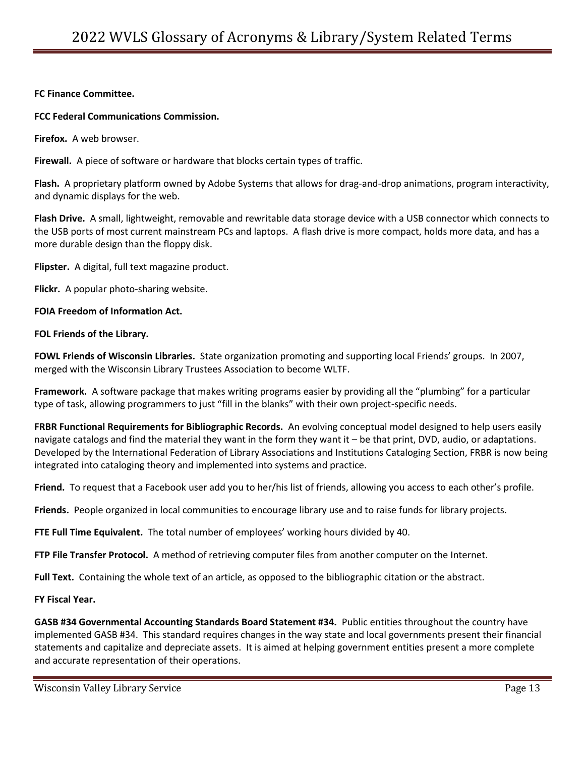**FC Finance Committee.**

**FCC Federal Communications Commission.**

**Firefox.** A web browser.

**Firewall.** A piece of software or hardware that blocks certain types of traffic.

**Flash.** A proprietary platform owned by Adobe Systems that allows for drag-and-drop animations, program interactivity, and dynamic displays for the web.

**Flash Drive.** A small, lightweight, removable and rewritable data storage device with a USB connector which connects to the USB ports of most current mainstream PCs and laptops. A flash drive is more compact, holds more data, and has a more durable design than the floppy disk.

**Flipster.** A digital, full text magazine product.

**Flickr.** A popular photo-sharing website.

**FOIA Freedom of Information Act.**

**FOL Friends of the Library.**

**FOWL Friends of Wisconsin Libraries.** State organization promoting and supporting local Friends' groups. In 2007, merged with the Wisconsin Library Trustees Association to become WLTF.

**Framework.** A software package that makes writing programs easier by providing all the "plumbing" for a particular type of task, allowing programmers to just "fill in the blanks" with their own project-specific needs.

**FRBR Functional Requirements for Bibliographic Records.** An evolving conceptual model designed to help users easily navigate catalogs and find the material they want in the form they want it – be that print, DVD, audio, or adaptations. Developed by the International Federation of Library Associations and Institutions Cataloging Section, FRBR is now being integrated into cataloging theory and implemented into systems and practice.

**Friend.** To request that a Facebook user add you to her/his list of friends, allowing you access to each other's profile.

**Friends.** People organized in local communities to encourage library use and to raise funds for library projects.

**FTE Full Time Equivalent.** The total number of employees' working hours divided by 40.

**FTP File Transfer Protocol.** A method of retrieving computer files from another computer on the Internet.

**Full Text.** Containing the whole text of an article, as opposed to the bibliographic citation or the abstract.

**FY Fiscal Year.**

**GASB #34 Governmental Accounting Standards Board Statement #34.** Public entities throughout the country have implemented GASB #34. This standard requires changes in the way state and local governments present their financial statements and capitalize and depreciate assets. It is aimed at helping government entities present a more complete and accurate representation of their operations.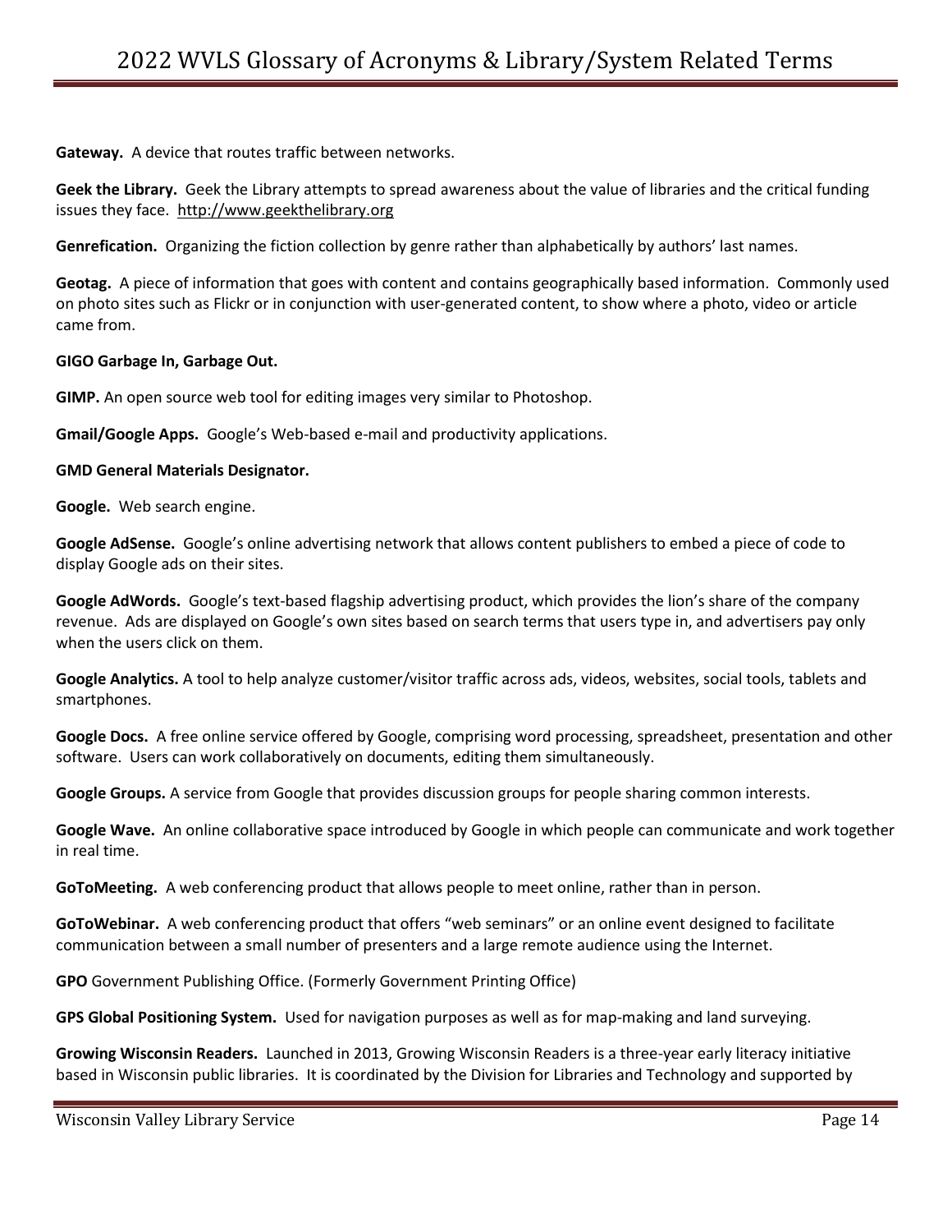**Gateway.** A device that routes traffic between networks.

**Geek the Library.** Geek the Library attempts to spread awareness about the value of libraries and the critical funding issues they face. http://www.geekthelibrary.org

**Genrefication.** Organizing the fiction collection by genre rather than alphabetically by authors' last names.

**Geotag.** A piece of information that goes with content and contains geographically based information. Commonly used on photo sites such as Flickr or in conjunction with user-generated content, to show where a photo, video or article came from.

**GIGO Garbage In, Garbage Out.**

**GIMP.** An open source web tool for editing images very similar to Photoshop.

**Gmail/Google Apps.** Google's Web-based e-mail and productivity applications.

**GMD General Materials Designator.**

**Google.** Web search engine.

**Google AdSense.** Google's online advertising network that allows content publishers to embed a piece of code to display Google ads on their sites.

**Google AdWords.** Google's text-based flagship advertising product, which provides the lion's share of the company revenue. Ads are displayed on Google's own sites based on search terms that users type in, and advertisers pay only when the users click on them.

**Google Analytics.** A tool to help analyze customer/visitor traffic across ads, videos, websites, social tools, tablets and smartphones.

**Google Docs.** A free online service offered by Google, comprising word processing, spreadsheet, presentation and other software. Users can work collaboratively on documents, editing them simultaneously.

**Google Groups.** A service from Google that provides discussion groups for people sharing common interests.

**Google Wave.** An online collaborative space introduced by Google in which people can communicate and work together in real time.

**GoToMeeting.** A web conferencing product that allows people to meet online, rather than in person.

**GoToWebinar.** A web conferencing product that offers "web seminars" or an online event designed to facilitate communication between a small number of presenters and a large remote audience using the Internet.

**GPO** Government Publishing Office. (Formerly Government Printing Office)

**GPS Global Positioning System.** Used for navigation purposes as well as for map-making and land surveying.

**Growing Wisconsin Readers.** Launched in 2013, Growing Wisconsin Readers is a three-year early literacy initiative based in Wisconsin public libraries. It is coordinated by the Division for Libraries and Technology and supported by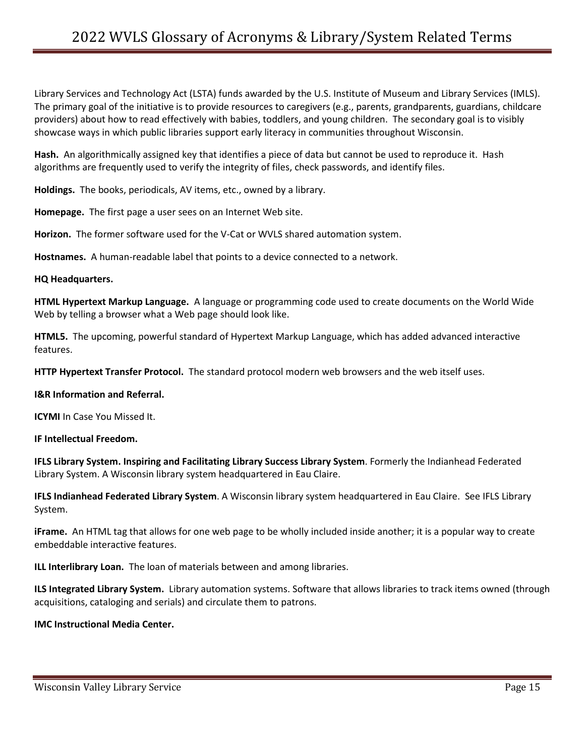Library Services and Technology Act (LSTA) funds awarded by the U.S. Institute of Museum and Library Services (IMLS). The primary goal of the initiative is to provide resources to caregivers (e.g., parents, grandparents, guardians, childcare providers) about how to read effectively with babies, toddlers, and young children. The secondary goal is to visibly showcase ways in which public libraries support early literacy in communities throughout Wisconsin.

**Hash.** An algorithmically assigned key that identifies a piece of data but cannot be used to reproduce it. Hash algorithms are frequently used to verify the integrity of files, check passwords, and identify files.

**Holdings.** The books, periodicals, AV items, etc., owned by a library.

**Homepage.** The first page a user sees on an Internet Web site.

**Horizon.** The former software used for the V-Cat or WVLS shared automation system.

**Hostnames.** A human-readable label that points to a device connected to a network.

**HQ Headquarters.**

**HTML Hypertext Markup Language.** A language or programming code used to create documents on the World Wide Web by telling a browser what a Web page should look like.

**HTML5.** The upcoming, powerful standard of Hypertext Markup Language, which has added advanced interactive features.

**HTTP Hypertext Transfer Protocol.** The standard protocol modern web browsers and the web itself uses.

**I&R Information and Referral.**

**ICYMI** In Case You Missed It.

**IF Intellectual Freedom.**

**IFLS Library System. Inspiring and Facilitating Library Success Library System**. Formerly the Indianhead Federated Library System. A Wisconsin library system headquartered in Eau Claire.

**IFLS Indianhead Federated Library System**. A Wisconsin library system headquartered in Eau Claire. See IFLS Library System.

**iFrame.** An HTML tag that allows for one web page to be wholly included inside another; it is a popular way to create embeddable interactive features.

**ILL Interlibrary Loan.** The loan of materials between and among libraries.

**ILS Integrated Library System.** Library automation systems. Software that allows libraries to track items owned (through acquisitions, cataloging and serials) and circulate them to patrons.

**IMC Instructional Media Center.**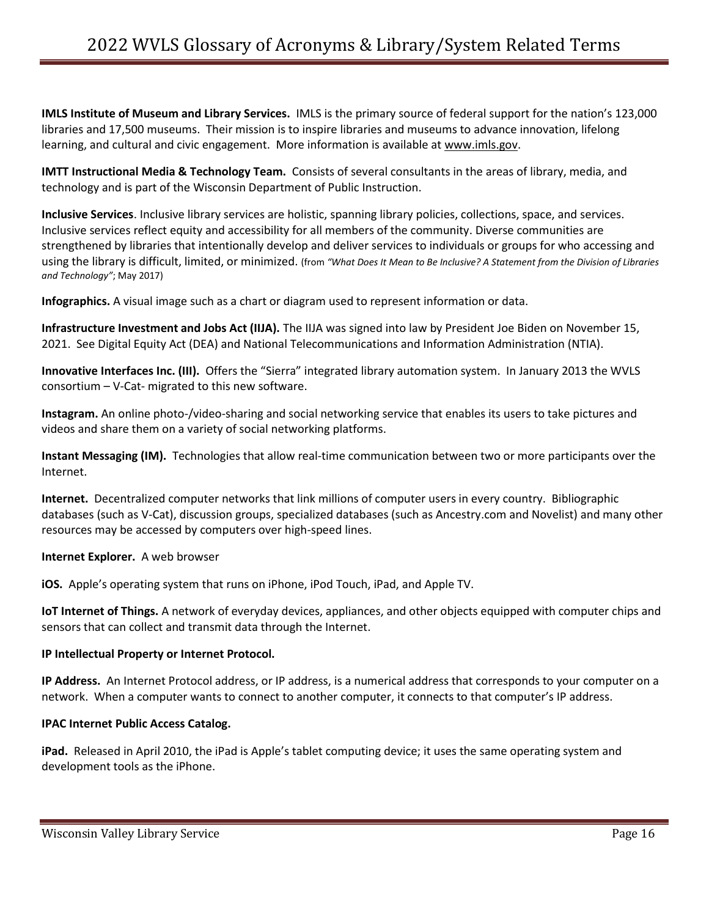**IMLS Institute of Museum and Library Services.** IMLS is the primary source of federal support for the nation's 123,000 libraries and 17,500 museums. Their mission is to inspire libraries and museums to advance innovation, lifelong learning, and cultural and civic engagement. More information is available at www.imls.gov.

**IMTT Instructional Media & Technology Team.** Consists of several consultants in the areas of library, media, and technology and is part of the Wisconsin Department of Public Instruction.

**Inclusive Services**. Inclusive library services are holistic, spanning library policies, collections, space, and services. Inclusive services reflect equity and accessibility for all members of the community. Diverse communities are strengthened by libraries that intentionally develop and deliver services to individuals or groups for who accessing and using the library is difficult, limited, or minimized. (from *"What Does It Mean to Be Inclusive? A Statement from the Division of Libraries and Technology"*; May 2017)

**Infographics.** A visual image such as a chart or diagram used to represent information or data.

**Infrastructure Investment and Jobs Act (IIJA).** The IIJA was signed into law by President Joe Biden on November 15, 2021. See Digital Equity Act (DEA) and National Telecommunications and Information Administration (NTIA).

**Innovative Interfaces Inc. (III).** Offers the "Sierra" integrated library automation system. In January 2013 the WVLS consortium – V-Cat- migrated to this new software.

**Instagram.** An online photo-/video-sharing and social networking service that enables its users to take pictures and videos and share them on a variety of social networking platforms.

**Instant Messaging (IM).** Technologies that allow real-time communication between two or more participants over the Internet.

**Internet.** Decentralized computer networks that link millions of computer users in every country. Bibliographic databases (such as V-Cat), discussion groups, specialized databases (such as Ancestry.com and Novelist) and many other resources may be accessed by computers over high-speed lines.

**Internet Explorer.** A web browser

**iOS.** Apple's operating system that runs on iPhone, iPod Touch, iPad, and Apple TV.

**IoT Internet of Things.** A network of everyday devices, appliances, and other objects equipped with computer chips and sensors that can collect and transmit data through the Internet.

**IP Intellectual Property or Internet Protocol.**

**IP Address.** An Internet Protocol address, or IP address, is a numerical address that corresponds to your computer on a network. When a computer wants to connect to another computer, it connects to that computer's IP address.

**IPAC Internet Public Access Catalog.**

**iPad.** Released in April 2010, the iPad is Apple's tablet computing device; it uses the same operating system and development tools as the iPhone.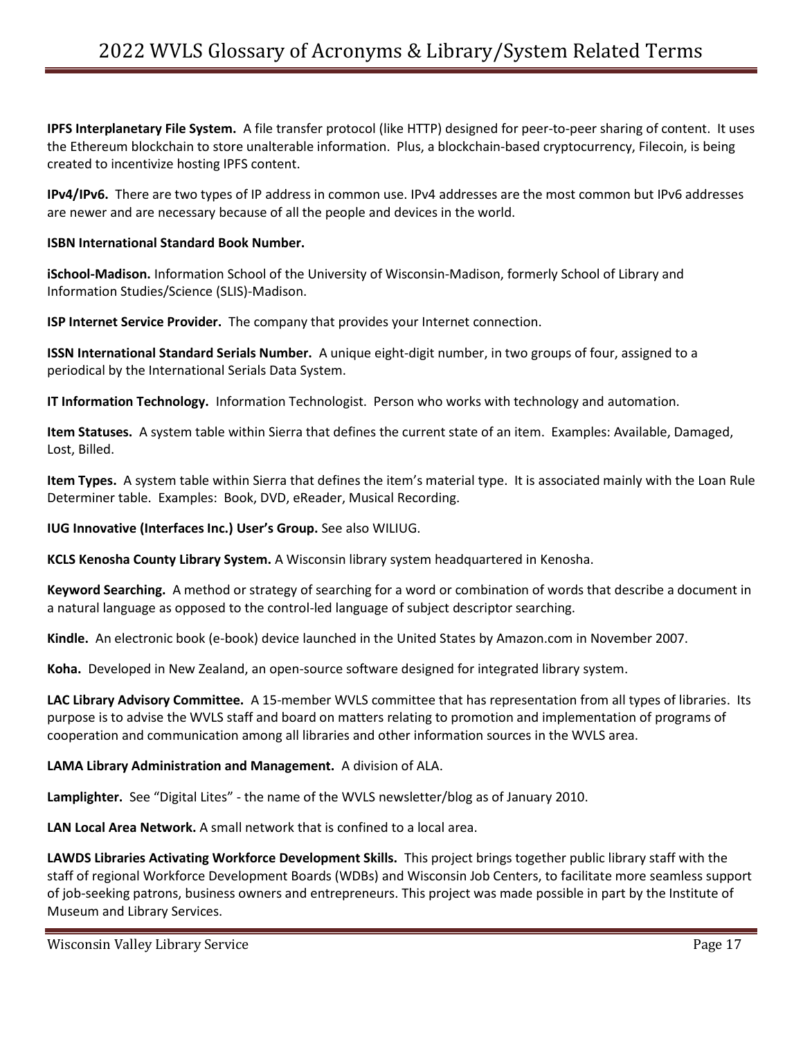**IPFS Interplanetary File System.** A file transfer protocol (like HTTP) designed for peer-to-peer sharing of content. It uses the Ethereum blockchain to store unalterable information. Plus, a blockchain-based cryptocurrency, Filecoin, is being created to incentivize hosting IPFS content.

**IPv4/IPv6.** There are two types of IP address in common use. IPv4 addresses are the most common but IPv6 addresses are newer and are necessary because of all the people and devices in the world.

**ISBN International Standard Book Number.**

**iSchool-Madison.** Information School of the University of Wisconsin-Madison, formerly School of Library and Information Studies/Science (SLIS)-Madison.

**ISP Internet Service Provider.** The company that provides your Internet connection.

**ISSN International Standard Serials Number.** A unique eight-digit number, in two groups of four, assigned to a periodical by the International Serials Data System.

**IT Information Technology.** Information Technologist. Person who works with technology and automation.

**Item Statuses.** A system table within Sierra that defines the current state of an item. Examples: Available, Damaged, Lost, Billed.

**Item Types.** A system table within Sierra that defines the item's material type. It is associated mainly with the Loan Rule Determiner table. Examples: Book, DVD, eReader, Musical Recording.

**IUG Innovative (Interfaces Inc.) User's Group.** See also WILIUG.

**KCLS Kenosha County Library System.** A Wisconsin library system headquartered in Kenosha.

**Keyword Searching.** A method or strategy of searching for a word or combination of words that describe a document in a natural language as opposed to the control-led language of subject descriptor searching.

**Kindle.** An electronic book (e-book) device launched in the United States by Amazon.com in November 2007.

**Koha.** Developed in New Zealand, an open-source software designed for integrated library system.

**LAC Library Advisory Committee.** A 15-member WVLS committee that has representation from all types of libraries. Its purpose is to advise the WVLS staff and board on matters relating to promotion and implementation of programs of cooperation and communication among all libraries and other information sources in the WVLS area.

**LAMA Library Administration and Management.** A division of ALA.

**Lamplighter.** See "Digital Lites" - the name of the WVLS newsletter/blog as of January 2010.

**LAN Local Area Network.** A small network that is confined to a local area.

**LAWDS Libraries Activating Workforce Development Skills.** This project brings together public library staff with the staff of regional Workforce Development Boards (WDBs) and Wisconsin Job Centers, to facilitate more seamless support of job-seeking patrons, business owners and entrepreneurs. This project was made possible in part by the Institute of Museum and Library Services.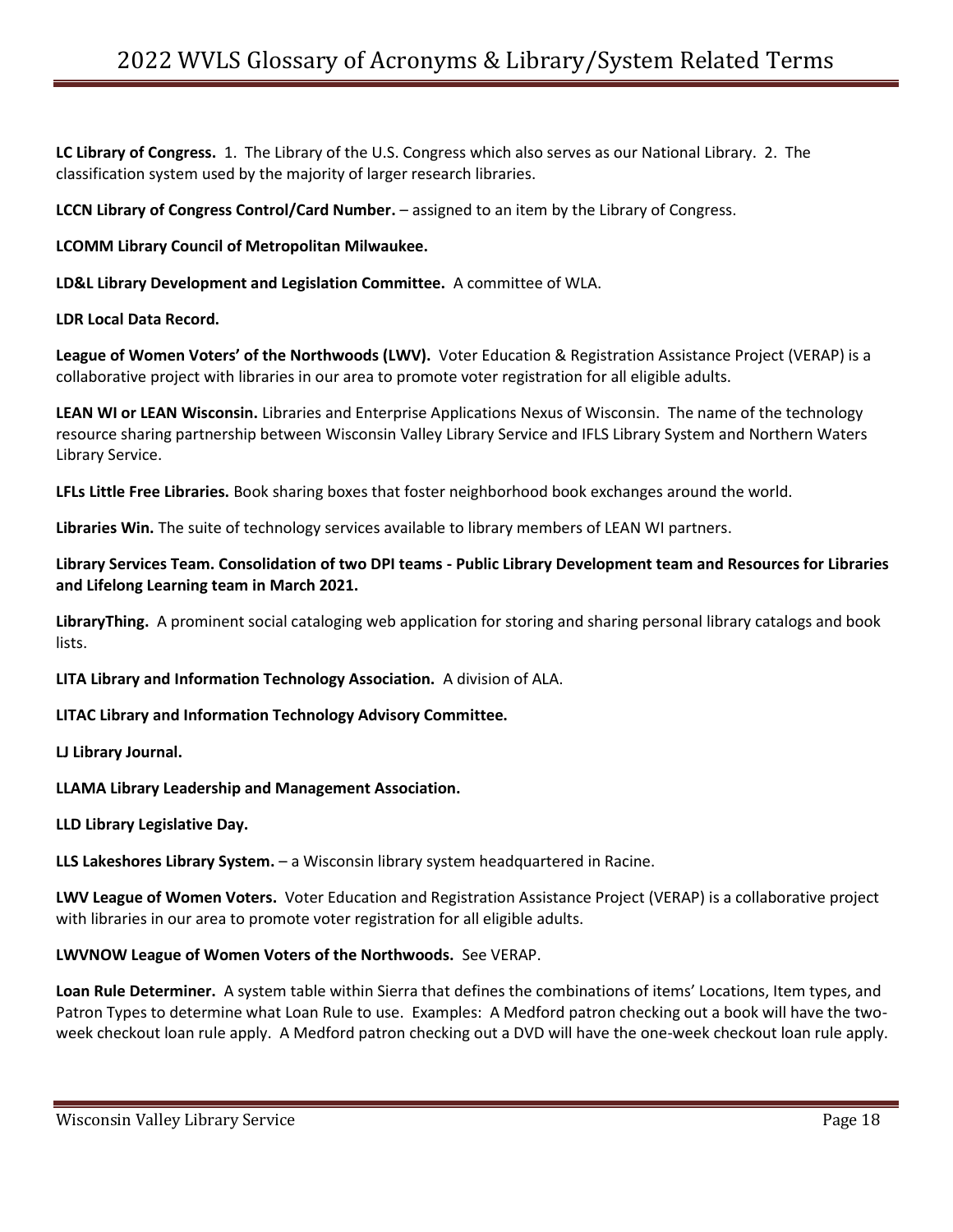**LC Library of Congress.** 1. The Library of the U.S. Congress which also serves as our National Library. 2. The classification system used by the majority of larger research libraries.

**LCCN Library of Congress Control/Card Number.** – assigned to an item by the Library of Congress.

**LCOMM Library Council of Metropolitan Milwaukee.**

**LD&L Library Development and Legislation Committee.** A committee of WLA.

**LDR Local Data Record.**

**League of Women Voters' of the Northwoods (LWV).** Voter Education & Registration Assistance Project (VERAP) is a collaborative project with libraries in our area to promote voter registration for all eligible adults.

**LEAN WI or LEAN Wisconsin.** Libraries and Enterprise Applications Nexus of Wisconsin. The name of the technology resource sharing partnership between Wisconsin Valley Library Service and IFLS Library System and Northern Waters Library Service.

**LFLs Little Free Libraries.** Book sharing boxes that foster neighborhood book exchanges around the world.

**Libraries Win.** The suite of technology services available to library members of LEAN WI partners.

**Library Services Team. Consolidation of two DPI teams - Public Library Development team and Resources for Libraries and Lifelong Learning team in March 2021.**

**LibraryThing.** A prominent social cataloging web application for storing and sharing personal library catalogs and book lists.

**LITA Library and Information Technology Association.** A division of ALA.

**LITAC Library and Information Technology Advisory Committee.**

**LJ Library Journal.**

**LLAMA Library Leadership and Management Association.**

**LLD Library Legislative Day.**

**LLS Lakeshores Library System.** – a Wisconsin library system headquartered in Racine.

**LWV League of Women Voters.** Voter Education and Registration Assistance Project (VERAP) is a collaborative project with libraries in our area to promote voter registration for all eligible adults.

**LWVNOW League of Women Voters of the Northwoods.** See VERAP.

**Loan Rule Determiner.** A system table within Sierra that defines the combinations of items' Locations, Item types, and Patron Types to determine what Loan Rule to use. Examples: A Medford patron checking out a book will have the two-week checkout loan rule apply. A Medford patron checking out a DVD will have the one-week checkout loan rule apply.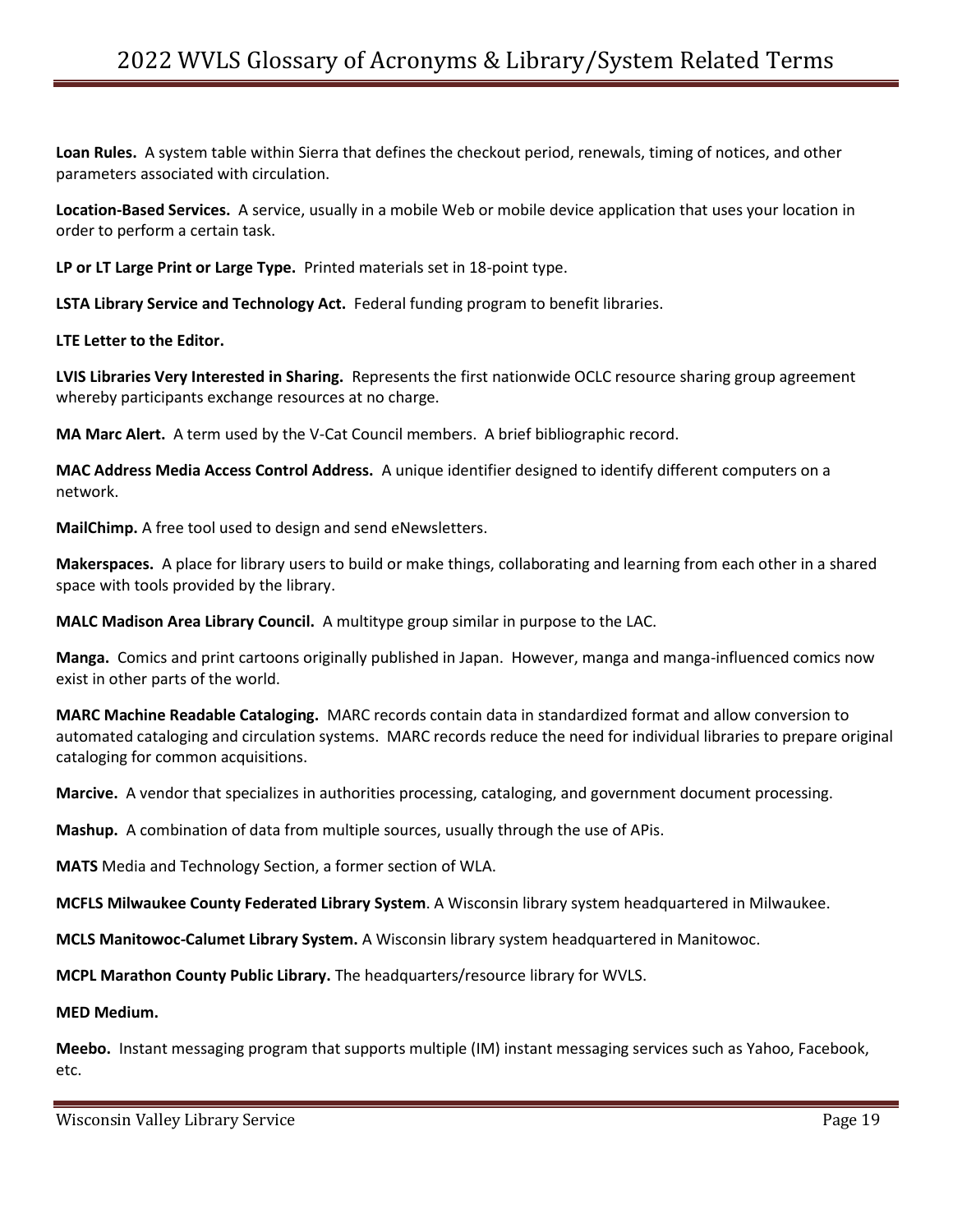**Loan Rules.** A system table within Sierra that defines the checkout period, renewals, timing of notices, and other parameters associated with circulation.

**Location-Based Services.** A service, usually in a mobile Web or mobile device application that uses your location in order to perform a certain task.

**LP or LT Large Print or Large Type.** Printed materials set in 18-point type.

**LSTA Library Service and Technology Act.** Federal funding program to benefit libraries.

**LTE Letter to the Editor.**

**LVIS Libraries Very Interested in Sharing.** Represents the first nationwide OCLC resource sharing group agreement whereby participants exchange resources at no charge.

**MA Marc Alert.** A term used by the V-Cat Council members. A brief bibliographic record.

**MAC Address Media Access Control Address.** A unique identifier designed to identify different computers on a network.

**MailChimp.** A free tool used to design and send eNewsletters.

**Makerspaces.** A place for library users to build or make things, collaborating and learning from each other in a shared space with tools provided by the library.

**MALC Madison Area Library Council.** A multitype group similar in purpose to the LAC.

**Manga.** Comics and print cartoons originally published in Japan. However, manga and manga-influenced comics now exist in other parts of the world.

**MARC Machine Readable Cataloging.** MARC records contain data in standardized format and allow conversion to automated cataloging and circulation systems. MARC records reduce the need for individual libraries to prepare original cataloging for common acquisitions.

**Marcive.** A vendor that specializes in authorities processing, cataloging, and government document processing.

**Mashup.** A combination of data from multiple sources, usually through the use of APis.

**MATS** Media and Technology Section, a former section of WLA.

**MCFLS Milwaukee County Federated Library System**. A Wisconsin library system headquartered in Milwaukee.

**MCLS Manitowoc-Calumet Library System.** A Wisconsin library system headquartered in Manitowoc.

**MCPL Marathon County Public Library.** The headquarters/resource library for WVLS.

**MED Medium.**

**Meebo.** Instant messaging program that supports multiple (IM) instant messaging services such as Yahoo, Facebook, etc.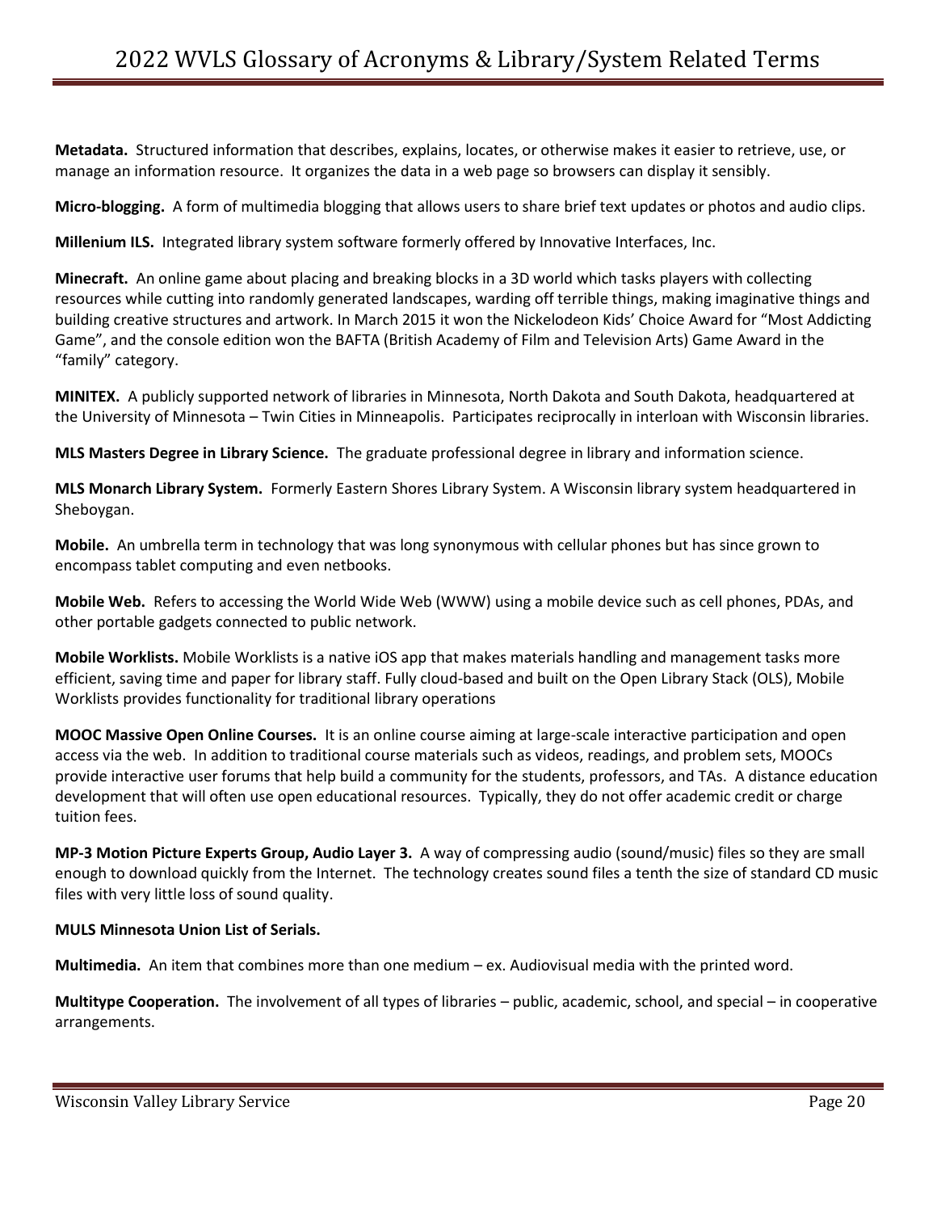**Metadata.** Structured information that describes, explains, locates, or otherwise makes it easier to retrieve, use, or manage an information resource. It organizes the data in a web page so browsers can display it sensibly.

**Micro-blogging.** A form of multimedia blogging that allows users to share brief text updates or photos and audio clips.

**Millenium ILS.** Integrated library system software formerly offered by Innovative Interfaces, Inc.

**Minecraft.** An online game about placing and breaking blocks in a 3D world which tasks players with collecting resources while cutting into randomly generated landscapes, warding off terrible things, making imaginative things and building creative structures and artwork. In March 2015 it won the Nickelodeon Kids' Choice Award for "Most Addicting Game", and the console edition won the BAFTA (British Academy of Film and Television Arts) Game Award in the "family" category.

**MINITEX.** A publicly supported network of libraries in Minnesota, North Dakota and South Dakota, headquartered at the University of Minnesota – Twin Cities in Minneapolis. Participates reciprocally in interloan with Wisconsin libraries.

**MLS Masters Degree in Library Science.** The graduate professional degree in library and information science.

**MLS Monarch Library System.** Formerly Eastern Shores Library System. A Wisconsin library system headquartered in Sheboygan.

**Mobile.** An umbrella term in technology that was long synonymous with cellular phones but has since grown to encompass tablet computing and even netbooks.

**Mobile Web.** Refers to accessing the World Wide Web (WWW) using a mobile device such as cell phones, PDAs, and other portable gadgets connected to public network.

**Mobile Worklists.** Mobile Worklists is a native iOS app that makes materials handling and management tasks more efficient, saving time and paper for library staff. Fully cloud-based and built on the Open Library Stack (OLS), Mobile Worklists provides functionality for traditional library operations

**MOOC Massive Open Online Courses.** It is an online course aiming at large-scale interactive participation and open access via the web. In addition to traditional course materials such as videos, readings, and problem sets, MOOCs provide interactive user forums that help build a community for the students, professors, and TAs. A distance education development that will often use open educational resources. Typically, they do not offer academic credit or charge tuition fees.

**MP-3 Motion Picture Experts Group, Audio Layer 3.** A way of compressing audio (sound/music) files so they are small enough to download quickly from the Internet. The technology creates sound files a tenth the size of standard CD music files with very little loss of sound quality.

**MULS Minnesota Union List of Serials.**

**Multimedia.** An item that combines more than one medium – ex. Audiovisual media with the printed word.

**Multitype Cooperation.** The involvement of all types of libraries – public, academic, school, and special – in cooperative arrangements.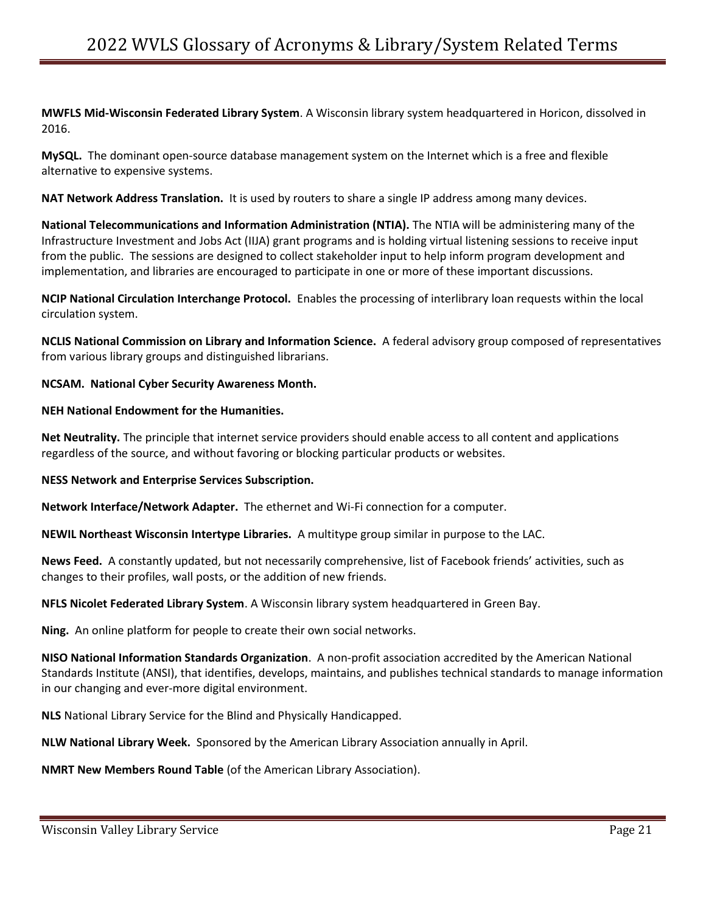**MWFLS Mid-Wisconsin Federated Library System**. A Wisconsin library system headquartered in Horicon, dissolved in 2016.

**MySQL.** The dominant open-source database management system on the Internet which is a free and flexible alternative to expensive systems.

**NAT Network Address Translation.** It is used by routers to share a single IP address among many devices.

**National Telecommunications and Information Administration (NTIA).** The NTIA will be administering many of the Infrastructure Investment and Jobs Act (IIJA) grant programs and is holding virtual listening sessions to receive input from the public. The sessions are designed to collect stakeholder input to help inform program development and implementation, and libraries are encouraged to participate in one or more of these important discussions.

**NCIP National Circulation Interchange Protocol.** Enables the processing of interlibrary loan requests within the local circulation system.

**NCLIS National Commission on Library and Information Science.** A federal advisory group composed of representatives from various library groups and distinguished librarians.

**NCSAM. National Cyber Security Awareness Month.**

**NEH National Endowment for the Humanities.**

**Net Neutrality.** The principle that internet service providers should enable access to all content and applications regardless of the source, and without favoring or blocking particular products or websites.

**NESS Network and Enterprise Services Subscription.**

**Network Interface/Network Adapter.** The ethernet and Wi-Fi connection for a computer.

**NEWIL Northeast Wisconsin Intertype Libraries.** A multitype group similar in purpose to the LAC.

**News Feed.** A constantly updated, but not necessarily comprehensive, list of Facebook friends' activities, such as changes to their profiles, wall posts, or the addition of new friends.

**NFLS Nicolet Federated Library System**. A Wisconsin library system headquartered in Green Bay.

**Ning.** An online platform for people to create their own social networks.

**NISO National Information Standards Organization**. A non-profit association accredited by the American National Standards Institute (ANSI), that identifies, develops, maintains, and publishes technical standards to manage information in our changing and ever-more digital environment.

**NLS** National Library Service for the Blind and Physically Handicapped.

**NLW National Library Week.** Sponsored by the American Library Association annually in April.

**NMRT New Members Round Table** (of the American Library Association).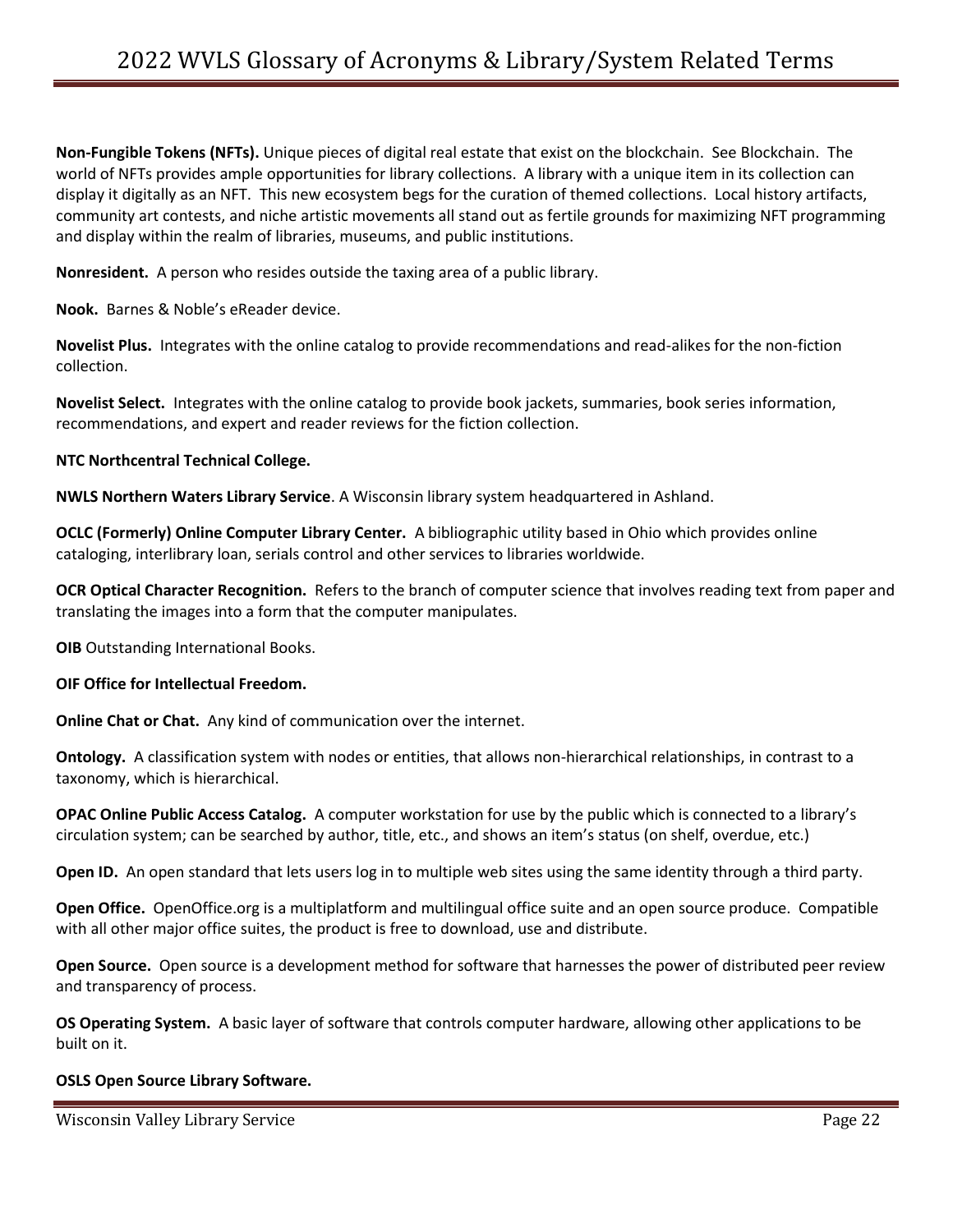**Non-Fungible Tokens (NFTs).** Unique pieces of digital real estate that exist on the blockchain. See Blockchain. The world of NFTs provides ample opportunities for library collections. A library with a unique item in its collection can display it digitally as an NFT. This new ecosystem begs for the curation of themed collections. Local history artifacts, community art contests, and niche artistic movements all stand out as fertile grounds for maximizing NFT programming and display within the realm of libraries, museums, and public institutions.

**Nonresident.** A person who resides outside the taxing area of a public library.

**Nook.** Barnes & Noble's eReader device.

**Novelist Plus.** Integrates with the online catalog to provide recommendations and read-alikes for the non-fiction collection.

**Novelist Select.** Integrates with the online catalog to provide book jackets, summaries, book series information, recommendations, and expert and reader reviews for the fiction collection.

**NTC Northcentral Technical College.**

**NWLS Northern Waters Library Service**. A Wisconsin library system headquartered in Ashland.

**OCLC (Formerly) Online Computer Library Center.** A bibliographic utility based in Ohio which provides online cataloging, interlibrary loan, serials control and other services to libraries worldwide.

**OCR Optical Character Recognition.** Refers to the branch of computer science that involves reading text from paper and translating the images into a form that the computer manipulates.

**OIB** Outstanding International Books.

**OIF Office for Intellectual Freedom.**

**Online Chat or Chat.** Any kind of communication over the internet.

**Ontology.** A classification system with nodes or entities, that allows non-hierarchical relationships, in contrast to a taxonomy, which is hierarchical.

**OPAC Online Public Access Catalog.** A computer workstation for use by the public which is connected to a library's circulation system; can be searched by author, title, etc., and shows an item's status (on shelf, overdue, etc.)

**Open ID.** An open standard that lets users log in to multiple web sites using the same identity through a third party.

**Open Office.** OpenOffice.org is a multiplatform and multilingual office suite and an open source produce. Compatible with all other major office suites, the product is free to download, use and distribute.

**Open Source.** Open source is a development method for software that harnesses the power of distributed peer review and transparency of process.

**OS Operating System.** A basic layer of software that controls computer hardware, allowing other applications to be built on it.

**OSLS Open Source Library Software.**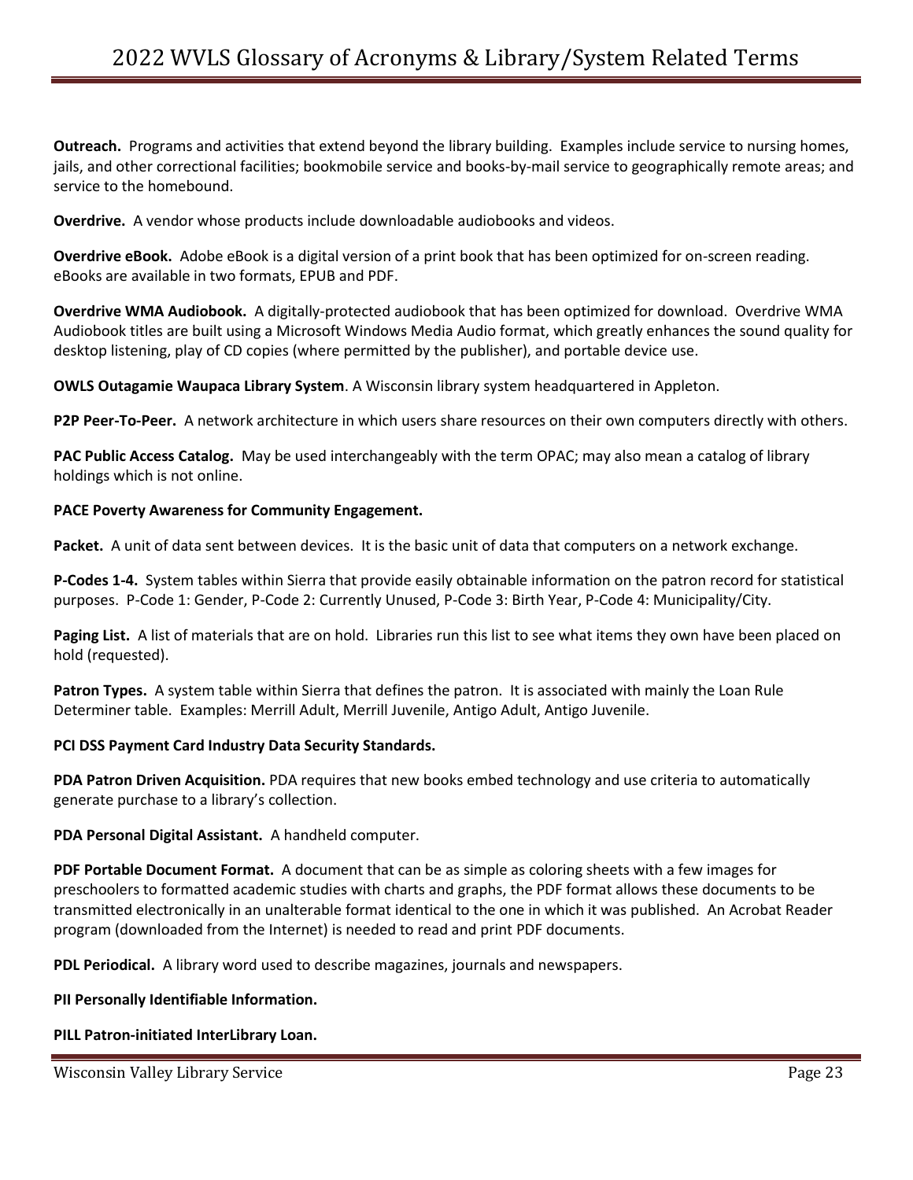**Outreach.** Programs and activities that extend beyond the library building. Examples include service to nursing homes, jails, and other correctional facilities; bookmobile service and books-by-mail service to geographically remote areas; and service to the homebound.

**Overdrive.** A vendor whose products include downloadable audiobooks and videos.

**Overdrive eBook.** Adobe eBook is a digital version of a print book that has been optimized for on-screen reading. eBooks are available in two formats, EPUB and PDF.

**Overdrive WMA Audiobook.** A digitally-protected audiobook that has been optimized for download. Overdrive WMA Audiobook titles are built using a Microsoft Windows Media Audio format, which greatly enhances the sound quality for desktop listening, play of CD copies (where permitted by the publisher), and portable device use.

**OWLS Outagamie Waupaca Library System**. A Wisconsin library system headquartered in Appleton.

**P2P Peer-To-Peer.** A network architecture in which users share resources on their own computers directly with others.

**PAC Public Access Catalog.** May be used interchangeably with the term OPAC; may also mean a catalog of library holdings which is not online.

**PACE Poverty Awareness for Community Engagement.**

**Packet.** A unit of data sent between devices. It is the basic unit of data that computers on a network exchange.

**P-Codes 1-4.** System tables within Sierra that provide easily obtainable information on the patron record for statistical purposes. P-Code 1: Gender, P-Code 2: Currently Unused, P-Code 3: Birth Year, P-Code 4: Municipality/City.

**Paging List.** A list of materials that are on hold. Libraries run this list to see what items they own have been placed on hold (requested).

**Patron Types.** A system table within Sierra that defines the patron. It is associated with mainly the Loan Rule Determiner table. Examples: Merrill Adult, Merrill Juvenile, Antigo Adult, Antigo Juvenile.

**PCI DSS Payment Card Industry Data Security Standards.**

**PDA Patron Driven Acquisition.** PDA requires that new books embed technology and use criteria to automatically generate purchase to a library's collection.

**PDA Personal Digital Assistant.** A handheld computer.

**PDF Portable Document Format.** A document that can be as simple as coloring sheets with a few images for preschoolers to formatted academic studies with charts and graphs, the PDF format allows these documents to be transmitted electronically in an unalterable format identical to the one in which it was published. An Acrobat Reader program (downloaded from the Internet) is needed to read and print PDF documents.

**PDL Periodical.** A library word used to describe magazines, journals and newspapers.

**PII Personally Identifiable Information.**

**PILL Patron-initiated InterLibrary Loan.**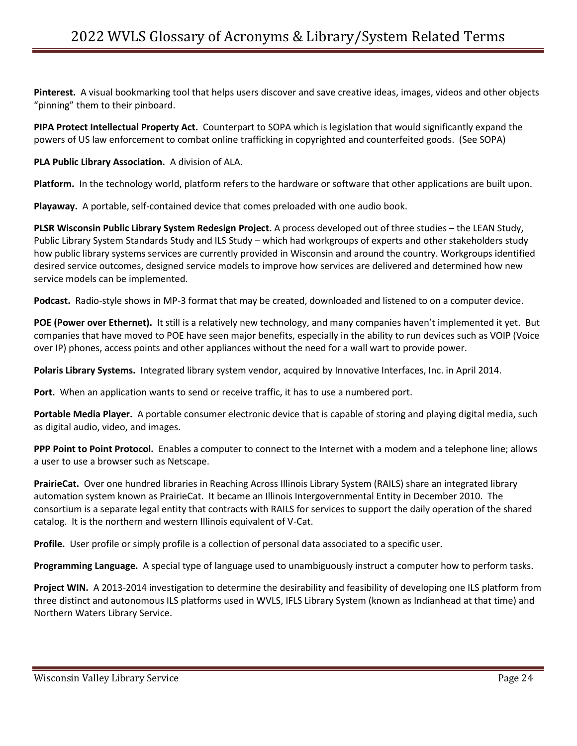**Pinterest.** A visual bookmarking tool that helps users discover and save creative ideas, images, videos and other objects "pinning" them to their pinboard.

**PIPA Protect Intellectual Property Act.** Counterpart to SOPA which is legislation that would significantly expand the powers of US law enforcement to combat online trafficking in copyrighted and counterfeited goods. (See SOPA)

**PLA Public Library Association.** A division of ALA.

**Platform.** In the technology world, platform refers to the hardware or software that other applications are built upon.

**Playaway.** A portable, self-contained device that comes preloaded with one audio book.

**PLSR Wisconsin Public Library System Redesign Project.** A process developed out of three studies – the LEAN Study, Public Library System Standards Study and ILS Study – which had workgroups of experts and other stakeholders study how public library systems services are currently provided in Wisconsin and around the country. Workgroups identified desired service outcomes, designed service models to improve how services are delivered and determined how new service models can be implemented.

**Podcast.** Radio-style shows in MP-3 format that may be created, downloaded and listened to on a computer device.

**POE (Power over Ethernet).** It still is a relatively new technology, and many companies haven't implemented it yet. But companies that have moved to POE have seen major benefits, especially in the ability to run devices such as VOIP (Voice over IP) phones, access points and other appliances without the need for a wall wart to provide power.

**Polaris Library Systems.** Integrated library system vendor, acquired by Innovative Interfaces, Inc. in April 2014.

**Port.** When an application wants to send or receive traffic, it has to use a numbered port.

**Portable Media Player.** A portable consumer electronic device that is capable of storing and playing digital media, such as digital audio, video, and images.

**PPP Point to Point Protocol.** Enables a computer to connect to the Internet with a modem and a telephone line; allows a user to use a browser such as Netscape.

**PrairieCat.** Over one hundred libraries in Reaching Across Illinois Library System (RAILS) share an integrated library automation system known as PrairieCat. It became an Illinois Intergovernmental Entity in December 2010. The consortium is a separate legal entity that contracts with RAILS for services to support the daily operation of the shared catalog. It is the northern and western Illinois equivalent of V-Cat.

**Profile.** User profile or simply profile is a collection of personal data associated to a specific user.

**Programming Language.** A special type of language used to unambiguously instruct a computer how to perform tasks.

**Project WIN.** A 2013-2014 investigation to determine the desirability and feasibility of developing one ILS platform from three distinct and autonomous ILS platforms used in WVLS, IFLS Library System (known as Indianhead at that time) and Northern Waters Library Service.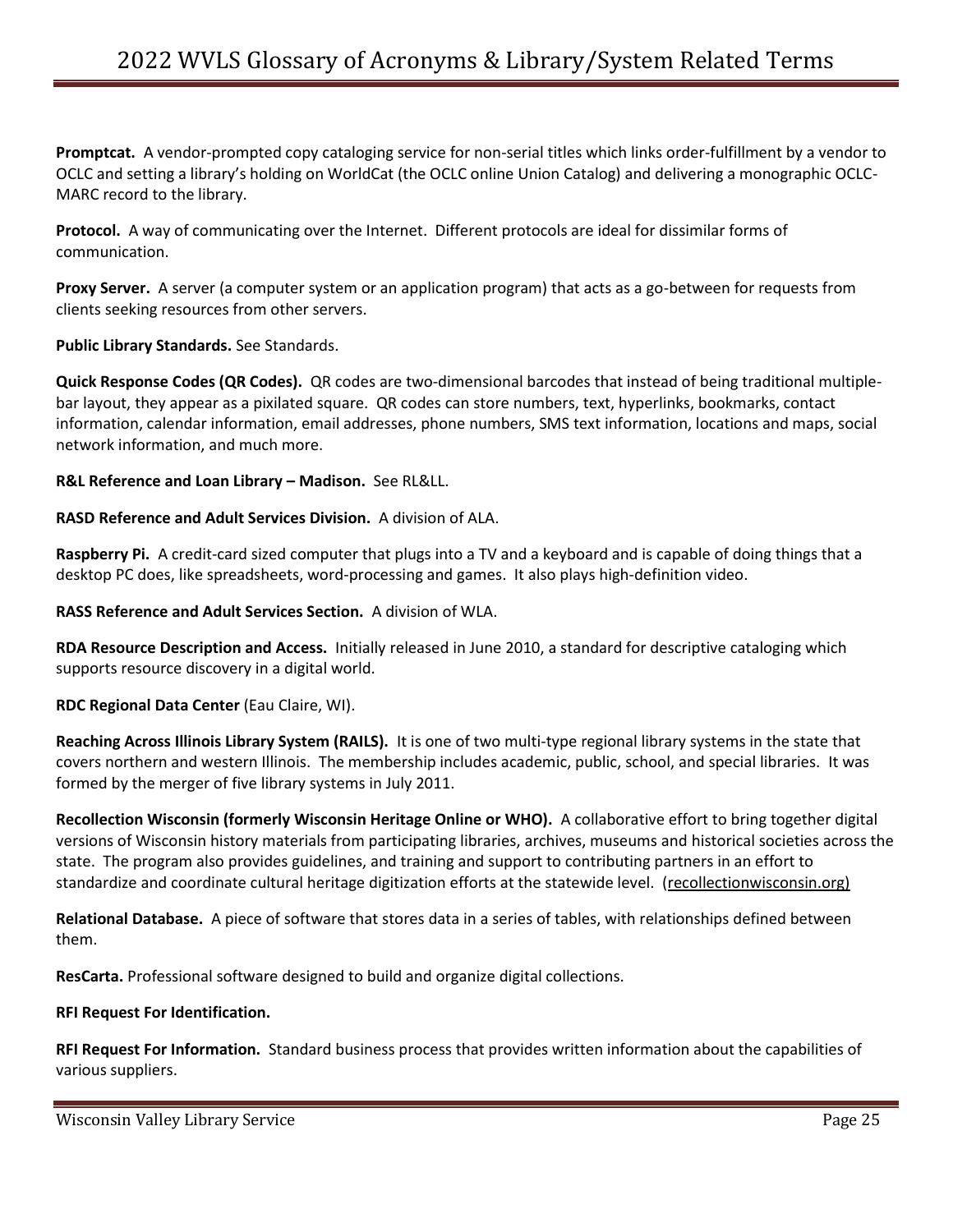**Promptcat.** A vendor-prompted copy cataloging service for non-serial titles which links order-fulfillment by a vendor to OCLC and setting a library's holding on WorldCat (the OCLC online Union Catalog) and delivering a monographic OCLC-MARC record to the library.

**Protocol.** A way of communicating over the Internet. Different protocols are ideal for dissimilar forms of communication.

**Proxy Server.** A server (a computer system or an application program) that acts as a go-between for requests from clients seeking resources from other servers.

**Public Library Standards.** See Standards.

**Quick Response Codes (QR Codes).** QR codes are two-dimensional barcodes that instead of being traditional multiple-bar layout, they appear as a pixilated square. QR codes can store numbers, text, hyperlinks, bookmarks, contact information, calendar information, email addresses, phone numbers, SMS text information, locations and maps, social network information, and much more.

**R&L Reference and Loan Library – Madison.** See RL&LL.

**RASD Reference and Adult Services Division.** A division of ALA.

**Raspberry Pi.** A credit-card sized computer that plugs into a TV and a keyboard and is capable of doing things that a desktop PC does, like spreadsheets, word-processing and games. It also plays high-definition video.

**RASS Reference and Adult Services Section.** A division of WLA.

**RDA Resource Description and Access.** Initially released in June 2010, a standard for descriptive cataloging which supports resource discovery in a digital world.

**RDC Regional Data Center** (Eau Claire, WI).

**Reaching Across Illinois Library System (RAILS).** It is one of two multi-type regional library systems in the state that covers northern and western Illinois. The membership includes academic, public, school, and special libraries. It was formed by the merger of five library systems in July 2011.

**Recollection Wisconsin (formerly Wisconsin Heritage Online or WHO).** A collaborative effort to bring together digital versions of Wisconsin history materials from participating libraries, archives, museums and historical societies across the state. The program also provides guidelines, and training and support to contributing partners in an effort to standardize and coordinate cultural heritage digitization efforts at the statewide level. (recollectionwisconsin.org)

**Relational Database.** A piece of software that stores data in a series of tables, with relationships defined between them.

**ResCarta.** Professional software designed to build and organize digital collections.

**RFI Request For Identification.**

**RFI Request For Information.** Standard business process that provides written information about the capabilities of various suppliers.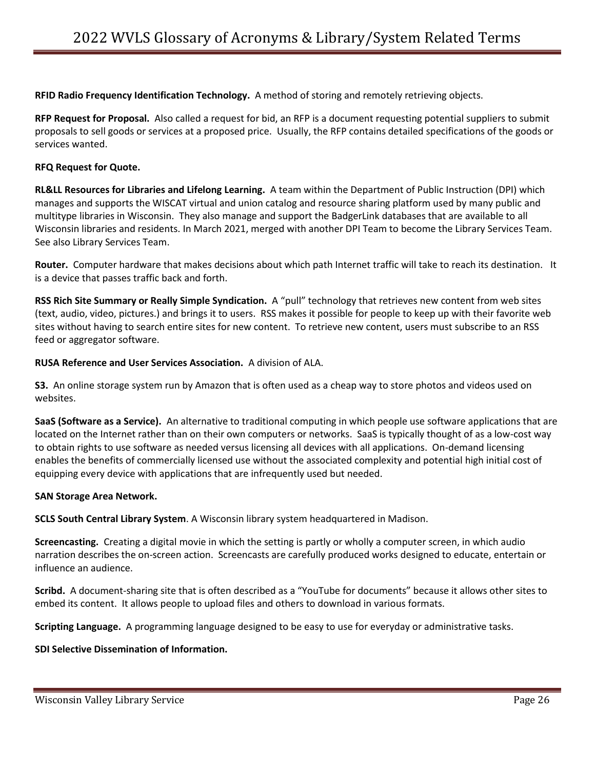**RFID Radio Frequency Identification Technology.** A method of storing and remotely retrieving objects.

**RFP Request for Proposal.** Also called a request for bid, an RFP is a document requesting potential suppliers to submit proposals to sell goods or services at a proposed price. Usually, the RFP contains detailed specifications of the goods or services wanted.

**RFQ Request for Quote.**

**RL&LL Resources for Libraries and Lifelong Learning.** A team within the Department of Public Instruction (DPI) which manages and supports the WISCAT virtual and union catalog and resource sharing platform used by many public and multitype libraries in Wisconsin. They also manage and support the BadgerLink databases that are available to all Wisconsin libraries and residents. In March 2021, merged with another DPI Team to become the Library Services Team. See also Library Services Team.

**Router.** Computer hardware that makes decisions about which path Internet traffic will take to reach its destination. It is a device that passes traffic back and forth.

**RSS Rich Site Summary or Really Simple Syndication.** A "pull" technology that retrieves new content from web sites (text, audio, video, pictures.) and brings it to users. RSS makes it possible for people to keep up with their favorite web sites without having to search entire sites for new content. To retrieve new content, users must subscribe to an RSS feed or aggregator software.

**RUSA Reference and User Services Association.** A division of ALA.

**S3.** An online storage system run by Amazon that is often used as a cheap way to store photos and videos used on websites.

**SaaS (Software as a Service).** An alternative to traditional computing in which people use software applications that are located on the Internet rather than on their own computers or networks. SaaS is typically thought of as a low-cost way to obtain rights to use software as needed versus licensing all devices with all applications. On-demand licensing enables the benefits of commercially licensed use without the associated complexity and potential high initial cost of equipping every device with applications that are infrequently used but needed.

**SAN Storage Area Network.**

**SCLS South Central Library System**. A Wisconsin library system headquartered in Madison.

**Screencasting.** Creating a digital movie in which the setting is partly or wholly a computer screen, in which audio narration describes the on-screen action. Screencasts are carefully produced works designed to educate, entertain or influence an audience.

**Scribd.** A document-sharing site that is often described as a "YouTube for documents" because it allows other sites to embed its content. It allows people to upload files and others to download in various formats.

**Scripting Language.** A programming language designed to be easy to use for everyday or administrative tasks.

**SDI Selective Dissemination of Information.**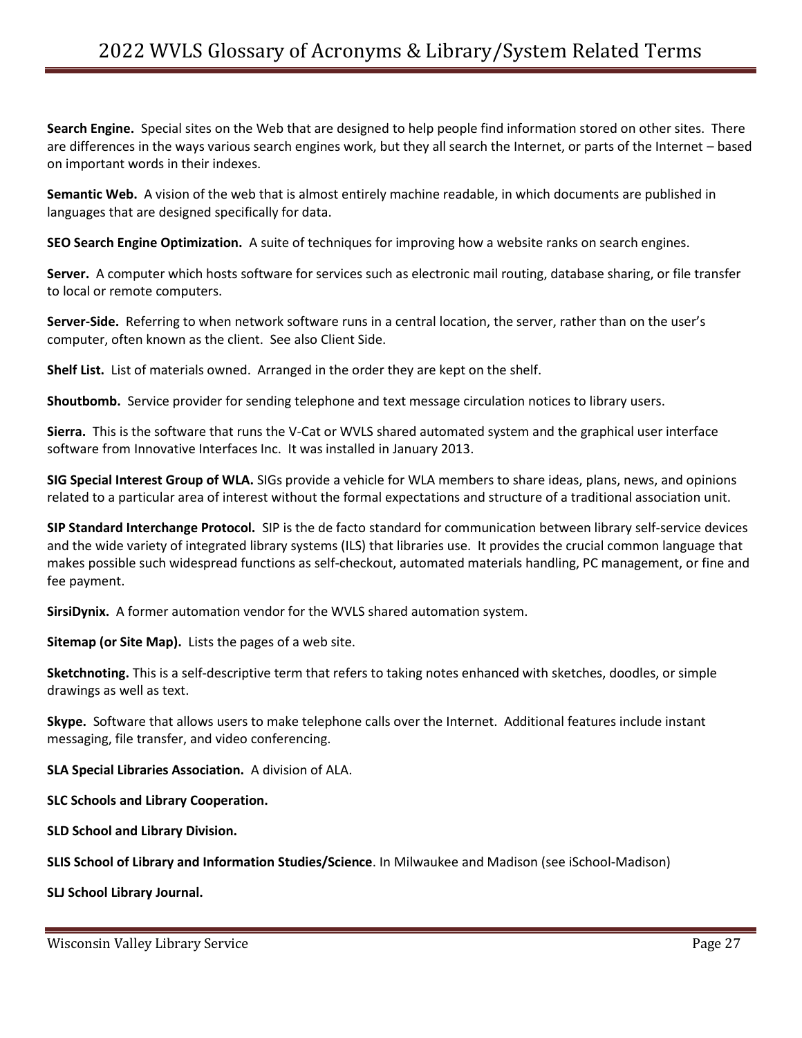**Search Engine.** Special sites on the Web that are designed to help people find information stored on other sites. There are differences in the ways various search engines work, but they all search the Internet, or parts of the Internet – based on important words in their indexes.

**Semantic Web.** A vision of the web that is almost entirely machine readable, in which documents are published in languages that are designed specifically for data.

**SEO Search Engine Optimization.** A suite of techniques for improving how a website ranks on search engines.

**Server.** A computer which hosts software for services such as electronic mail routing, database sharing, or file transfer to local or remote computers.

**Server-Side.** Referring to when network software runs in a central location, the server, rather than on the user's computer, often known as the client. See also Client Side.

**Shelf List.** List of materials owned. Arranged in the order they are kept on the shelf.

**Shoutbomb.** Service provider for sending telephone and text message circulation notices to library users.

**Sierra.** This is the software that runs the V-Cat or WVLS shared automated system and the graphical user interface software from Innovative Interfaces Inc. It was installed in January 2013.

**SIG Special Interest Group of WLA.** SIGs provide a vehicle for WLA members to share ideas, plans, news, and opinions related to a particular area of interest without the formal expectations and structure of a traditional association unit.

**SIP Standard Interchange Protocol.** SIP is the de facto standard for communication between library self-service devices and the wide variety of integrated library systems (ILS) that libraries use. It provides the crucial common language that makes possible such widespread functions as self-checkout, automated materials handling, PC management, or fine and fee payment.

**SirsiDynix.** A former automation vendor for the WVLS shared automation system.

**Sitemap (or Site Map).** Lists the pages of a web site.

**Sketchnoting.** This is a self-descriptive term that refers to taking notes enhanced with sketches, doodles, or simple drawings as well as text.

**Skype.** Software that allows users to make telephone calls over the Internet. Additional features include instant messaging, file transfer, and video conferencing.

**SLA Special Libraries Association.** A division of ALA.

**SLC Schools and Library Cooperation.**

**SLD School and Library Division.**

**SLIS School of Library and Information Studies/Science**. In Milwaukee and Madison (see iSchool-Madison)

**SLJ School Library Journal.**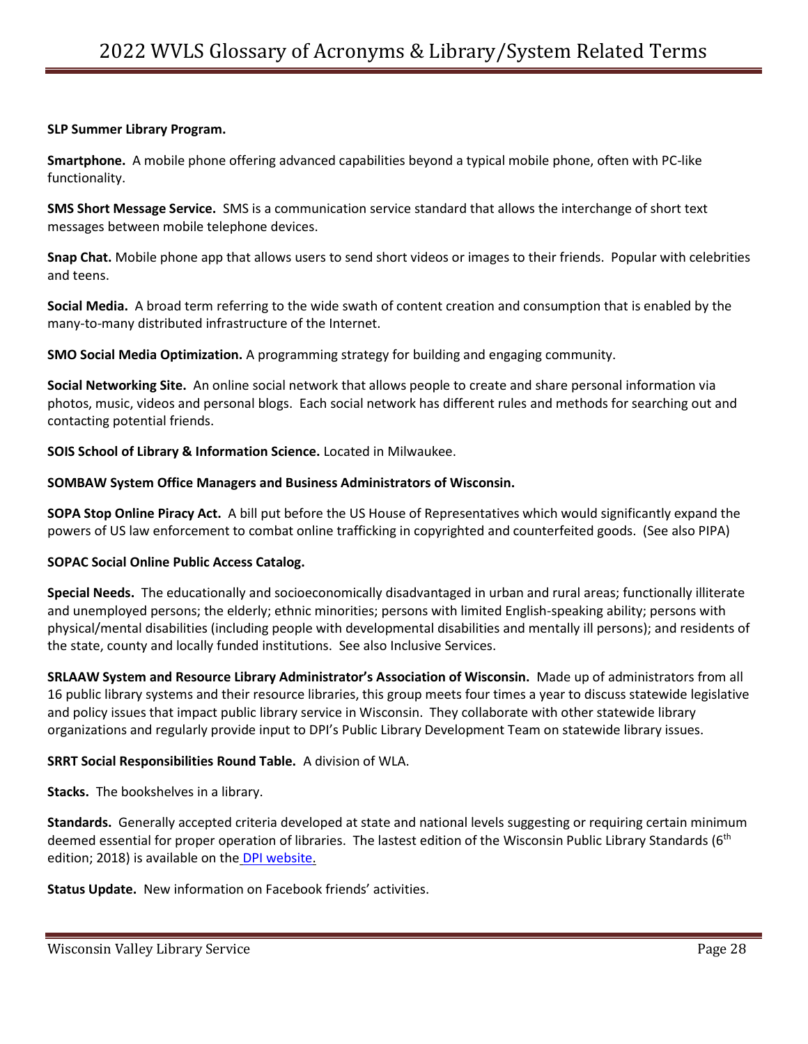**SLP Summer Library Program.**

**Smartphone.** A mobile phone offering advanced capabilities beyond a typical mobile phone, often with PC-like functionality.

**SMS Short Message Service.** SMS is a communication service standard that allows the interchange of short text messages between mobile telephone devices.

**Snap Chat.** Mobile phone app that allows users to send short videos or images to their friends. Popular with celebrities and teens.

**Social Media.** A broad term referring to the wide swath of content creation and consumption that is enabled by the many-to-many distributed infrastructure of the Internet.

**SMO Social Media Optimization.** A programming strategy for building and engaging community.

**Social Networking Site.** An online social network that allows people to create and share personal information via photos, music, videos and personal blogs. Each social network has different rules and methods for searching out and contacting potential friends.

**SOIS School of Library & Information Science.** Located in Milwaukee.

**SOMBAW System Office Managers and Business Administrators of Wisconsin.**

**SOPA Stop Online Piracy Act.** A bill put before the US House of Representatives which would significantly expand the powers of US law enforcement to combat online trafficking in copyrighted and counterfeited goods. (See also PIPA)

**SOPAC Social Online Public Access Catalog.**

**Special Needs.** The educationally and socioeconomically disadvantaged in urban and rural areas; functionally illiterate and unemployed persons; the elderly; ethnic minorities; persons with limited English-speaking ability; persons with physical/mental disabilities (including people with developmental disabilities and mentally ill persons); and residents of the state, county and locally funded institutions. See also Inclusive Services.

**SRLAAW System and Resource Library Administrator's Association of Wisconsin.** Made up of administrators from all 16 public library systems and their resource libraries, this group meets four times a year to discuss statewide legislative and policy issues that impact public library service in Wisconsin. They collaborate with other statewide library organizations and regularly provide input to DPI's Public Library Development Team on statewide library issues.

**SRRT Social Responsibilities Round Table.** A division of WLA.

**Stacks.** The bookshelves in a library.

**Standards.** Generally accepted criteria developed at state and national levels suggesting or requiring certain minimum deemed essential for proper operation of libraries. The lastest edition of the Wisconsin Public Library Standards (6th edition; 2018) is available on the DPI website.

**Status Update.** New information on Facebook friends' activities.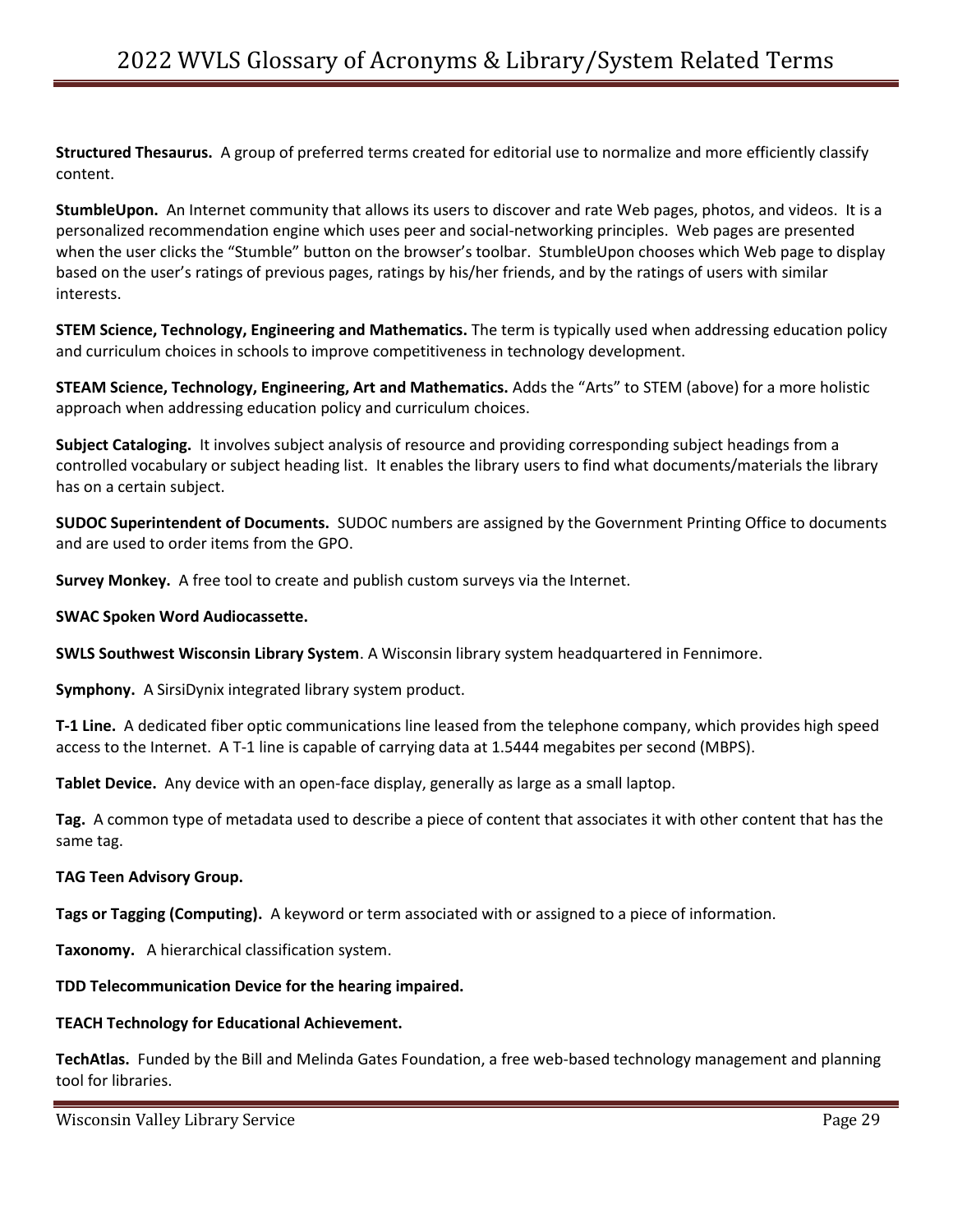**Structured Thesaurus.** A group of preferred terms created for editorial use to normalize and more efficiently classify content.

**StumbleUpon.** An Internet community that allows its users to discover and rate Web pages, photos, and videos. It is a personalized recommendation engine which uses peer and social-networking principles. Web pages are presented when the user clicks the “Stumble” button on the browser’s toolbar. StumbleUpon chooses which Web page to display based on the user’s ratings of previous pages, ratings by his/her friends, and by the ratings of users with similar interests.

**STEM Science, Technology, Engineering and Mathematics.** The term is typically used when addressing education policy and curriculum choices in schools to improve competitiveness in technology development.

**STEAM Science, Technology, Engineering, Art and Mathematics.** Adds the “Arts” to STEM (above) for a more holistic approach when addressing education policy and curriculum choices.

**Subject Cataloging.** It involves subject analysis of resource and providing corresponding subject headings from a controlled vocabulary or subject heading list. It enables the library users to find what documents/materials the library has on a certain subject.

**SUDOC Superintendent of Documents.** SUDOC numbers are assigned by the Government Printing Office to documents and are used to order items from the GPO.

**Survey Monkey.** A free tool to create and publish custom surveys via the Internet.

**SWAC Spoken Word Audiocassette.**

**SWLS Southwest Wisconsin Library System**. A Wisconsin library system headquartered in Fennimore.

**Symphony.** A SirsiDynix integrated library system product.

**T-1 Line.** A dedicated fiber optic communications line leased from the telephone company, which provides high speed access to the Internet. A T-1 line is capable of carrying data at 1.5444 megabites per second (MBPS).

**Tablet Device.** Any device with an open-face display, generally as large as a small laptop.

**Tag.** A common type of metadata used to describe a piece of content that associates it with other content that has the same tag.

**TAG Teen Advisory Group.**

**Tags or Tagging (Computing).** A keyword or term associated with or assigned to a piece of information.

**Taxonomy.** A hierarchical classification system.

**TDD Telecommunication Device for the hearing impaired.**

**TEACH Technology for Educational Achievement.**

**TechAtlas.** Funded by the Bill and Melinda Gates Foundation, a free web-based technology management and planning tool for libraries.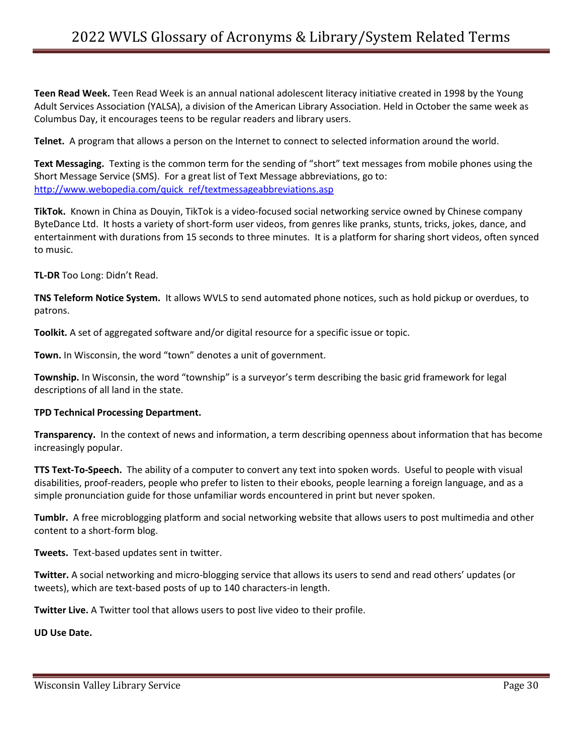**Teen Read Week.** Teen Read Week is an annual national adolescent literacy initiative created in 1998 by the Young Adult Services Association (YALSA), a division of the American Library Association. Held in October the same week as Columbus Day, it encourages teens to be regular readers and library users.

**Telnet.** A program that allows a person on the Internet to connect to selected information around the world.

**Text Messaging.** Texting is the common term for the sending of "short" text messages from mobile phones using the Short Message Service (SMS). For a great list of Text Message abbreviations, go to: http://www.webopedia.com/quick_ref/textmessageabbreviations.asp

**TikTok.** Known in China as Douyin, TikTok is a video-focused social networking service owned by Chinese company ByteDance Ltd. It hosts a variety of short-form user videos, from genres like pranks, stunts, tricks, jokes, dance, and entertainment with durations from 15 seconds to three minutes. It is a platform for sharing short videos, often synced to music.

**TL-DR** Too Long: Didn't Read.

**TNS Teleform Notice System.** It allows WVLS to send automated phone notices, such as hold pickup or overdues, to patrons.

**Toolkit.** A set of aggregated software and/or digital resource for a specific issue or topic.

**Town.** In Wisconsin, the word "town" denotes a unit of government.

**Township.** In Wisconsin, the word "township" is a surveyor's term describing the basic grid framework for legal descriptions of all land in the state.

**TPD Technical Processing Department.**

**Transparency.** In the context of news and information, a term describing openness about information that has become increasingly popular.

**TTS Text-To-Speech.** The ability of a computer to convert any text into spoken words. Useful to people with visual disabilities, proof-readers, people who prefer to listen to their ebooks, people learning a foreign language, and as a simple pronunciation guide for those unfamiliar words encountered in print but never spoken.

**Tumblr.** A free microblogging platform and social networking website that allows users to post multimedia and other content to a short-form blog.

**Tweets.** Text-based updates sent in twitter.

**Twitter.** A social networking and micro-blogging service that allows its users to send and read others' updates (or tweets), which are text-based posts of up to 140 characters-in length.

**Twitter Live.** A Twitter tool that allows users to post live video to their profile.

**UD Use Date.**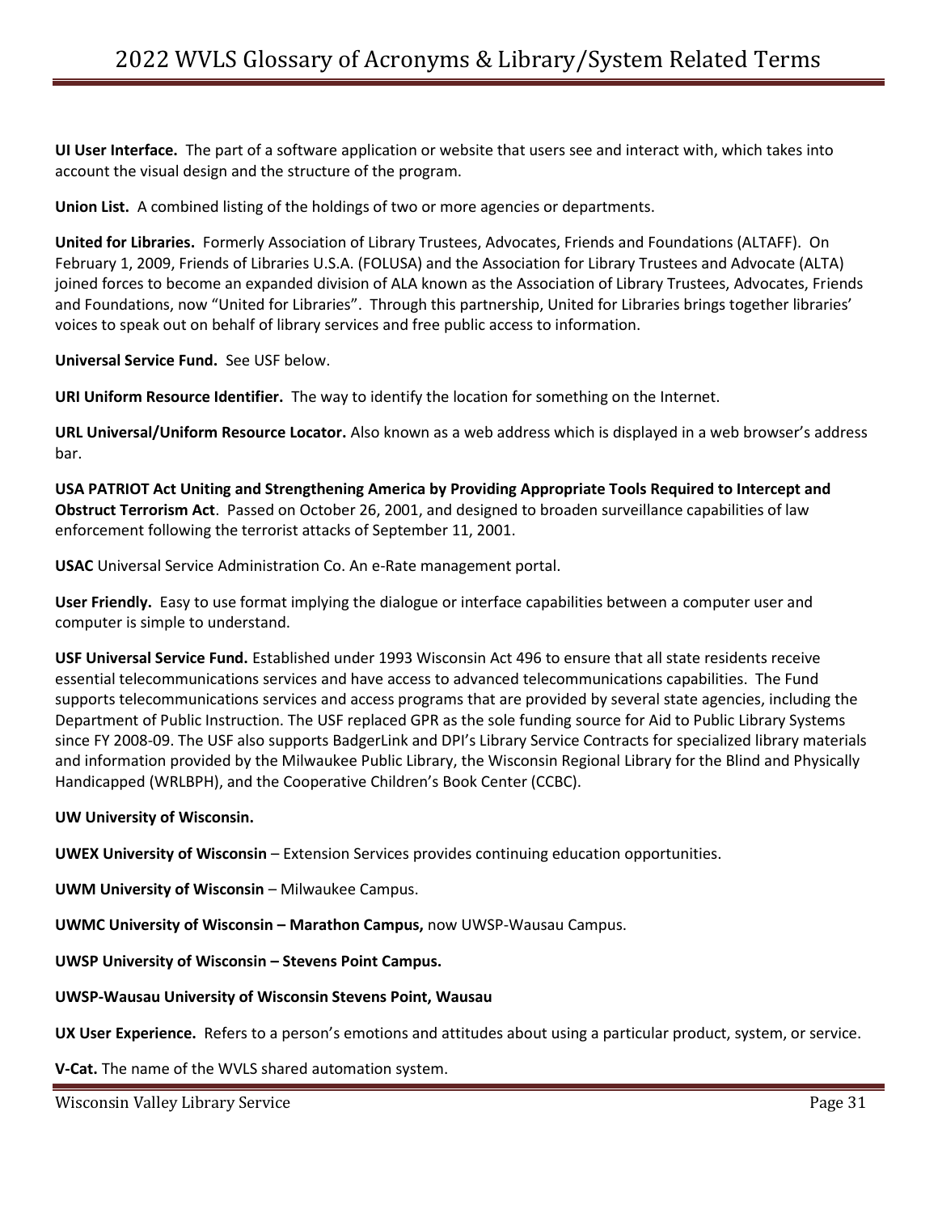**UI User Interface.** The part of a software application or website that users see and interact with, which takes into account the visual design and the structure of the program.

**Union List.** A combined listing of the holdings of two or more agencies or departments.

**United for Libraries.** Formerly Association of Library Trustees, Advocates, Friends and Foundations (ALTAFF). On February 1, 2009, Friends of Libraries U.S.A. (FOLUSA) and the Association for Library Trustees and Advocate (ALTA) joined forces to become an expanded division of ALA known as the Association of Library Trustees, Advocates, Friends and Foundations, now "United for Libraries". Through this partnership, United for Libraries brings together libraries' voices to speak out on behalf of library services and free public access to information.

**Universal Service Fund.** See USF below.

**URI Uniform Resource Identifier.** The way to identify the location for something on the Internet.

**URL Universal/Uniform Resource Locator.** Also known as a web address which is displayed in a web browser's address bar.

**USA PATRIOT Act Uniting and Strengthening America by Providing Appropriate Tools Required to Intercept and Obstruct Terrorism Act**. Passed on October 26, 2001, and designed to broaden surveillance capabilities of law enforcement following the terrorist attacks of September 11, 2001.

**USAC** Universal Service Administration Co. An e-Rate management portal.

**User Friendly.** Easy to use format implying the dialogue or interface capabilities between a computer user and computer is simple to understand.

**USF Universal Service Fund.** Established under 1993 Wisconsin Act 496 to ensure that all state residents receive essential telecommunications services and have access to advanced telecommunications capabilities. The Fund supports telecommunications services and access programs that are provided by several state agencies, including the Department of Public Instruction. The USF replaced GPR as the sole funding source for Aid to Public Library Systems since FY 2008-09. The USF also supports BadgerLink and DPI's Library Service Contracts for specialized library materials and information provided by the Milwaukee Public Library, the Wisconsin Regional Library for the Blind and Physically Handicapped (WRLBPH), and the Cooperative Children's Book Center (CCBC).

**UW University of Wisconsin.**

**UWEX University of Wisconsin** – Extension Services provides continuing education opportunities.

**UWM University of Wisconsin** – Milwaukee Campus.

**UWMC University of Wisconsin – Marathon Campus,** now UWSP-Wausau Campus.

**UWSP University of Wisconsin – Stevens Point Campus.**

**UWSP-Wausau University of Wisconsin Stevens Point, Wausau**

**UX User Experience.** Refers to a person's emotions and attitudes about using a particular product, system, or service.

**V-Cat.** The name of the WVLS shared automation system.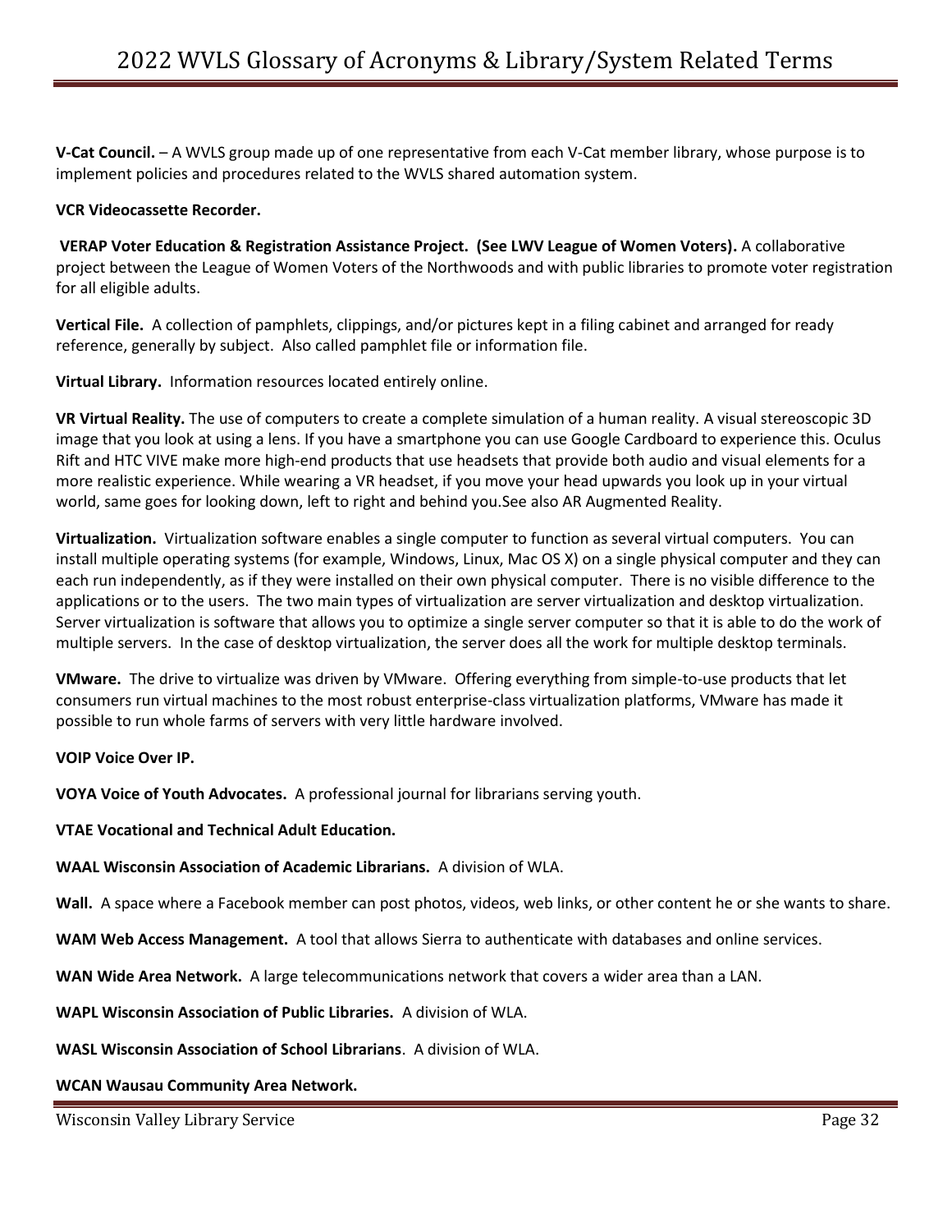**V-Cat Council.** – A WVLS group made up of one representative from each V-Cat member library, whose purpose is to implement policies and procedures related to the WVLS shared automation system.

**VCR Videocassette Recorder.**

**VERAP Voter Education & Registration Assistance Project. (See LWV League of Women Voters).** A collaborative project between the League of Women Voters of the Northwoods and with public libraries to promote voter registration for all eligible adults.

**Vertical File.** A collection of pamphlets, clippings, and/or pictures kept in a filing cabinet and arranged for ready reference, generally by subject. Also called pamphlet file or information file.

**Virtual Library.** Information resources located entirely online.

**VR Virtual Reality.** The use of computers to create a complete simulation of a human reality. A visual stereoscopic 3D image that you look at using a lens. If you have a smartphone you can use Google Cardboard to experience this. Oculus Rift and HTC VIVE make more high-end products that use headsets that provide both audio and visual elements for a more realistic experience. While wearing a VR headset, if you move your head upwards you look up in your virtual world, same goes for looking down, left to right and behind you.See also AR Augmented Reality.

**Virtualization.** Virtualization software enables a single computer to function as several virtual computers. You can install multiple operating systems (for example, Windows, Linux, Mac OS X) on a single physical computer and they can each run independently, as if they were installed on their own physical computer. There is no visible difference to the applications or to the users. The two main types of virtualization are server virtualization and desktop virtualization. Server virtualization is software that allows you to optimize a single server computer so that it is able to do the work of multiple servers. In the case of desktop virtualization, the server does all the work for multiple desktop terminals.

**VMware.** The drive to virtualize was driven by VMware. Offering everything from simple-to-use products that let consumers run virtual machines to the most robust enterprise-class virtualization platforms, VMware has made it possible to run whole farms of servers with very little hardware involved.

**VOIP Voice Over IP.**

**VOYA Voice of Youth Advocates.** A professional journal for librarians serving youth.

**VTAE Vocational and Technical Adult Education.**

**WAAL Wisconsin Association of Academic Librarians.** A division of WLA.

**Wall.** A space where a Facebook member can post photos, videos, web links, or other content he or she wants to share.

**WAM Web Access Management.** A tool that allows Sierra to authenticate with databases and online services.

**WAN Wide Area Network.** A large telecommunications network that covers a wider area than a LAN.

**WAPL Wisconsin Association of Public Libraries.** A division of WLA.

**WASL Wisconsin Association of School Librarians**. A division of WLA.

**WCAN Wausau Community Area Network.**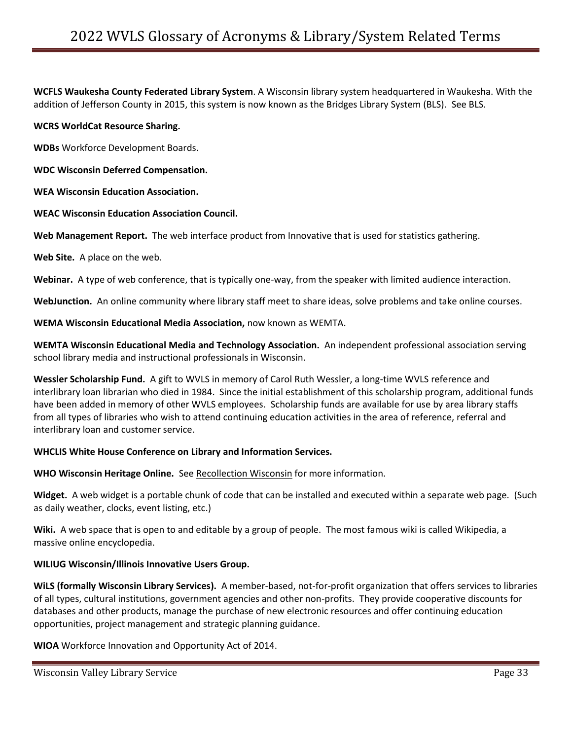**WCFLS Waukesha County Federated Library System**. A Wisconsin library system headquartered in Waukesha. With the addition of Jefferson County in 2015, this system is now known as the Bridges Library System (BLS). See BLS.

**WCRS WorldCat Resource Sharing.**

**WDBs** Workforce Development Boards.

**WDC Wisconsin Deferred Compensation.**

**WEA Wisconsin Education Association.**

**WEAC Wisconsin Education Association Council.**

**Web Management Report.** The web interface product from Innovative that is used for statistics gathering.

**Web Site.** A place on the web.

**Webinar.** A type of web conference, that is typically one-way, from the speaker with limited audience interaction.

**WebJunction.** An online community where library staff meet to share ideas, solve problems and take online courses.

**WEMA Wisconsin Educational Media Association,** now known as WEMTA.

**WEMTA Wisconsin Educational Media and Technology Association.** An independent professional association serving school library media and instructional professionals in Wisconsin.

**Wessler Scholarship Fund.** A gift to WVLS in memory of Carol Ruth Wessler, a long-time WVLS reference and interlibrary loan librarian who died in 1984. Since the initial establishment of this scholarship program, additional funds have been added in memory of other WVLS employees. Scholarship funds are available for use by area library staffs from all types of libraries who wish to attend continuing education activities in the area of reference, referral and interlibrary loan and customer service.

**WHCLIS White House Conference on Library and Information Services.**

**WHO Wisconsin Heritage Online.** See Recollection Wisconsin for more information.

**Widget.** A web widget is a portable chunk of code that can be installed and executed within a separate web page. (Such as daily weather, clocks, event listing, etc.)

**Wiki.** A web space that is open to and editable by a group of people. The most famous wiki is called Wikipedia, a massive online encyclopedia.

**WILIUG Wisconsin/Illinois Innovative Users Group.**

**WiLS (formally Wisconsin Library Services).** A member-based, not-for-profit organization that offers services to libraries of all types, cultural institutions, government agencies and other non-profits. They provide cooperative discounts for databases and other products, manage the purchase of new electronic resources and offer continuing education opportunities, project management and strategic planning guidance.

**WIOA** Workforce Innovation and Opportunity Act of 2014.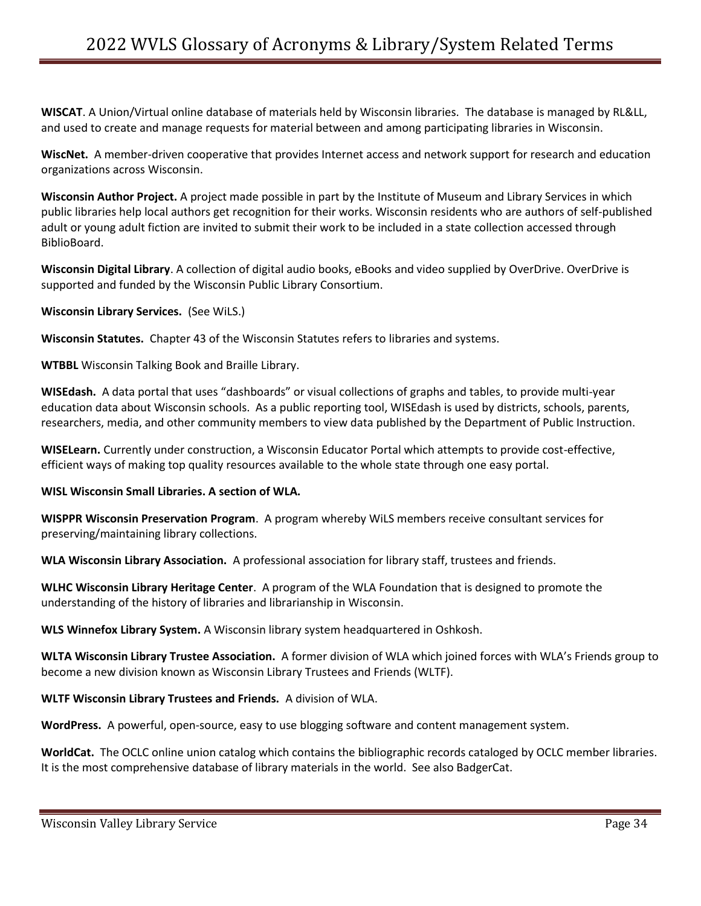**WISCAT**. A Union/Virtual online database of materials held by Wisconsin libraries. The database is managed by RL&LL, and used to create and manage requests for material between and among participating libraries in Wisconsin.

**WiscNet.** A member-driven cooperative that provides Internet access and network support for research and education organizations across Wisconsin.

**Wisconsin Author Project.** A project made possible in part by the Institute of Museum and Library Services in which public libraries help local authors get recognition for their works. Wisconsin residents who are authors of self-published adult or young adult fiction are invited to submit their work to be included in a state collection accessed through BiblioBoard.

**Wisconsin Digital Library**. A collection of digital audio books, eBooks and video supplied by OverDrive. OverDrive is supported and funded by the Wisconsin Public Library Consortium.

**Wisconsin Library Services.** (See WiLS.)

**Wisconsin Statutes.** Chapter 43 of the Wisconsin Statutes refers to libraries and systems.

**WTBBL** Wisconsin Talking Book and Braille Library.

**WISEdash.** A data portal that uses "dashboards" or visual collections of graphs and tables, to provide multi-year education data about Wisconsin schools. As a public reporting tool, WISEdash is used by districts, schools, parents, researchers, media, and other community members to view data published by the Department of Public Instruction.

**WISELearn.** Currently under construction, a Wisconsin Educator Portal which attempts to provide cost-effective, efficient ways of making top quality resources available to the whole state through one easy portal.

**WISL Wisconsin Small Libraries. A section of WLA.**

**WISPPR Wisconsin Preservation Program**. A program whereby WiLS members receive consultant services for preserving/maintaining library collections.

**WLA Wisconsin Library Association.** A professional association for library staff, trustees and friends.

**WLHC Wisconsin Library Heritage Center**. A program of the WLA Foundation that is designed to promote the understanding of the history of libraries and librarianship in Wisconsin.

**WLS Winnefox Library System.** A Wisconsin library system headquartered in Oshkosh.

**WLTA Wisconsin Library Trustee Association.** A former division of WLA which joined forces with WLA's Friends group to become a new division known as Wisconsin Library Trustees and Friends (WLTF).

**WLTF Wisconsin Library Trustees and Friends.** A division of WLA.

**WordPress.** A powerful, open-source, easy to use blogging software and content management system.

**WorldCat.** The OCLC online union catalog which contains the bibliographic records cataloged by OCLC member libraries. It is the most comprehensive database of library materials in the world. See also BadgerCat.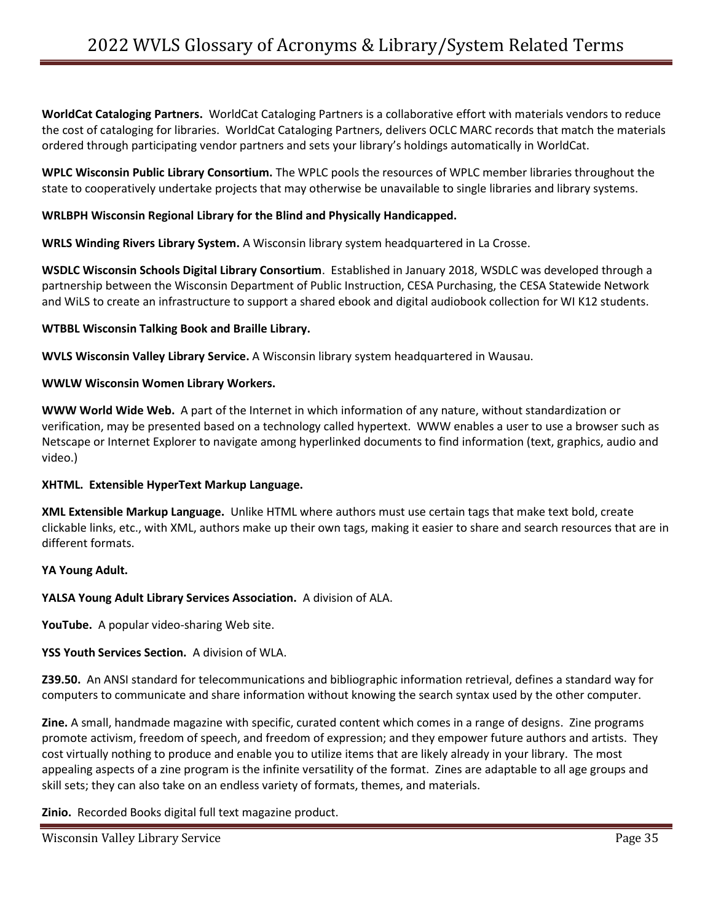**WorldCat Cataloging Partners.** WorldCat Cataloging Partners is a collaborative effort with materials vendors to reduce the cost of cataloging for libraries. WorldCat Cataloging Partners, delivers OCLC MARC records that match the materials ordered through participating vendor partners and sets your library's holdings automatically in WorldCat.

**WPLC Wisconsin Public Library Consortium.** The WPLC pools the resources of WPLC member libraries throughout the state to cooperatively undertake projects that may otherwise be unavailable to single libraries and library systems.

**WRLBPH Wisconsin Regional Library for the Blind and Physically Handicapped.**

**WRLS Winding Rivers Library System.** A Wisconsin library system headquartered in La Crosse.

**WSDLC Wisconsin Schools Digital Library Consortium**. Established in January 2018, WSDLC was developed through a partnership between the Wisconsin Department of Public Instruction, CESA Purchasing, the CESA Statewide Network and WiLS to create an infrastructure to support a shared ebook and digital audiobook collection for WI K12 students.

**WTBBL Wisconsin Talking Book and Braille Library.**

**WVLS Wisconsin Valley Library Service.** A Wisconsin library system headquartered in Wausau.

**WWLW Wisconsin Women Library Workers.**

**WWW World Wide Web.** A part of the Internet in which information of any nature, without standardization or verification, may be presented based on a technology called hypertext. WWW enables a user to use a browser such as Netscape or Internet Explorer to navigate among hyperlinked documents to find information (text, graphics, audio and video.)

**XHTML. Extensible HyperText Markup Language.**

**XML Extensible Markup Language.** Unlike HTML where authors must use certain tags that make text bold, create clickable links, etc., with XML, authors make up their own tags, making it easier to share and search resources that are in different formats.

**YA Young Adult.**

**YALSA Young Adult Library Services Association.** A division of ALA.

**YouTube.** A popular video-sharing Web site.

**YSS Youth Services Section.** A division of WLA.

**Z39.50.** An ANSI standard for telecommunications and bibliographic information retrieval, defines a standard way for computers to communicate and share information without knowing the search syntax used by the other computer.

**Zine.** A small, handmade magazine with specific, curated content which comes in a range of designs. Zine programs promote activism, freedom of speech, and freedom of expression; and they empower future authors and artists. They cost virtually nothing to produce and enable you to utilize items that are likely already in your library. The most appealing aspects of a zine program is the infinite versatility of the format. Zines are adaptable to all age groups and skill sets; they can also take on an endless variety of formats, themes, and materials.

**Zinio.** Recorded Books digital full text magazine product.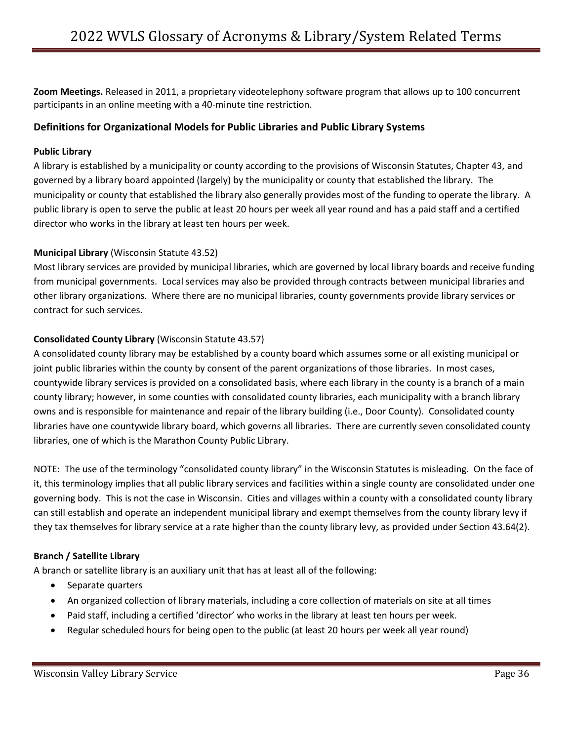**Zoom Meetings.** Released in 2011, a proprietary videotelephony software program that allows up to 100 concurrent participants in an online meeting with a 40-minute tine restriction.

## Definitions for Organizational Models for Public Libraries and Public Library Systems

**Public Library**

A library is established by a municipality or county according to the provisions of Wisconsin Statutes, Chapter 43, and governed by a library board appointed (largely) by the municipality or county that established the library. The municipality or county that established the library also generally provides most of the funding to operate the library. A public library is open to serve the public at least 20 hours per week all year round and has a paid staff and a certified director who works in the library at least ten hours per week.

**Municipal Library** (Wisconsin Statute 43.52)

Most library services are provided by municipal libraries, which are governed by local library boards and receive funding from municipal governments. Local services may also be provided through contracts between municipal libraries and other library organizations. Where there are no municipal libraries, county governments provide library services or contract for such services.

**Consolidated County Library** (Wisconsin Statute 43.57)

A consolidated county library may be established by a county board which assumes some or all existing municipal or joint public libraries within the county by consent of the parent organizations of those libraries. In most cases, countywide library services is provided on a consolidated basis, where each library in the county is a branch of a main county library; however, in some counties with consolidated county libraries, each municipality with a branch library owns and is responsible for maintenance and repair of the library building (i.e., Door County). Consolidated county libraries have one countywide library board, which governs all libraries. There are currently seven consolidated county libraries, one of which is the Marathon County Public Library.

NOTE: The use of the terminology "consolidated county library" in the Wisconsin Statutes is misleading. On the face of it, this terminology implies that all public library services and facilities within a single county are consolidated under one governing body. This is not the case in Wisconsin. Cities and villages within a county with a consolidated county library can still establish and operate an independent municipal library and exempt themselves from the county library levy if they tax themselves for library service at a rate higher than the county library levy, as provided under Section 43.64(2).

**Branch / Satellite Library**

A branch or satellite library is an auxiliary unit that has at least all of the following:

- Separate quarters
- An organized collection of library materials, including a core collection of materials on site at all times
- Paid staff, including a certified 'director' who works in the library at least ten hours per week.
- Regular scheduled hours for being open to the public (at least 20 hours per week all year round)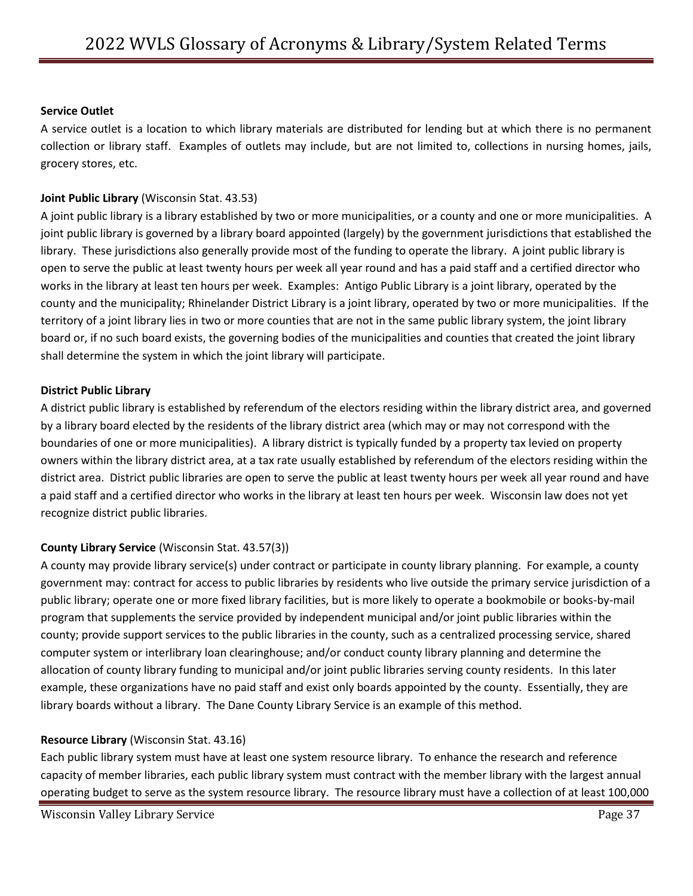**Service Outlet**
A service outlet is a location to which library materials are distributed for lending but at which there is no permanent collection or library staff. Examples of outlets may include, but are not limited to, collections in nursing homes, jails, grocery stores, etc.

**Joint Public Library** (Wisconsin Stat. 43.53)
A joint public library is a library established by two or more municipalities, or a county and one or more municipalities. A joint public library is governed by a library board appointed (largely) by the government jurisdictions that established the library. These jurisdictions also generally provide most of the funding to operate the library. A joint public library is open to serve the public at least twenty hours per week all year round and has a paid staff and a certified director who works in the library at least ten hours per week. Examples: Antigo Public Library is a joint library, operated by the county and the municipality; Rhinelander District Library is a joint library, operated by two or more municipalities. If the territory of a joint library lies in two or more counties that are not in the same public library system, the joint library board or, if no such board exists, the governing bodies of the municipalities and counties that created the joint library shall determine the system in which the joint library will participate.

**District Public Library**
A district public library is established by referendum of the electors residing within the library district area, and governed by a library board elected by the residents of the library district area (which may or may not correspond with the boundaries of one or more municipalities). A library district is typically funded by a property tax levied on property owners within the library district area, at a tax rate usually established by referendum of the electors residing within the district area. District public libraries are open to serve the public at least twenty hours per week all year round and have a paid staff and a certified director who works in the library at least ten hours per week. Wisconsin law does not yet recognize district public libraries.

**County Library Service** (Wisconsin Stat. 43.57(3))
A county may provide library service(s) under contract or participate in county library planning. For example, a county government may: contract for access to public libraries by residents who live outside the primary service jurisdiction of a public library; operate one or more fixed library facilities, but is more likely to operate a bookmobile or books-by-mail program that supplements the service provided by independent municipal and/or joint public libraries within the county; provide support services to the public libraries in the county, such as a centralized processing service, shared computer system or interlibrary loan clearinghouse; and/or conduct county library planning and determine the allocation of county library funding to municipal and/or joint public libraries serving county residents. In this later example, these organizations have no paid staff and exist only boards appointed by the county. Essentially, they are library boards without a library. The Dane County Library Service is an example of this method.

**Resource Library** (Wisconsin Stat. 43.16)
Each public library system must have at least one system resource library. To enhance the research and reference capacity of member libraries, each public library system must contract with the member library with the largest annual operating budget to serve as the system resource library. The resource library must have a collection of at least 100,000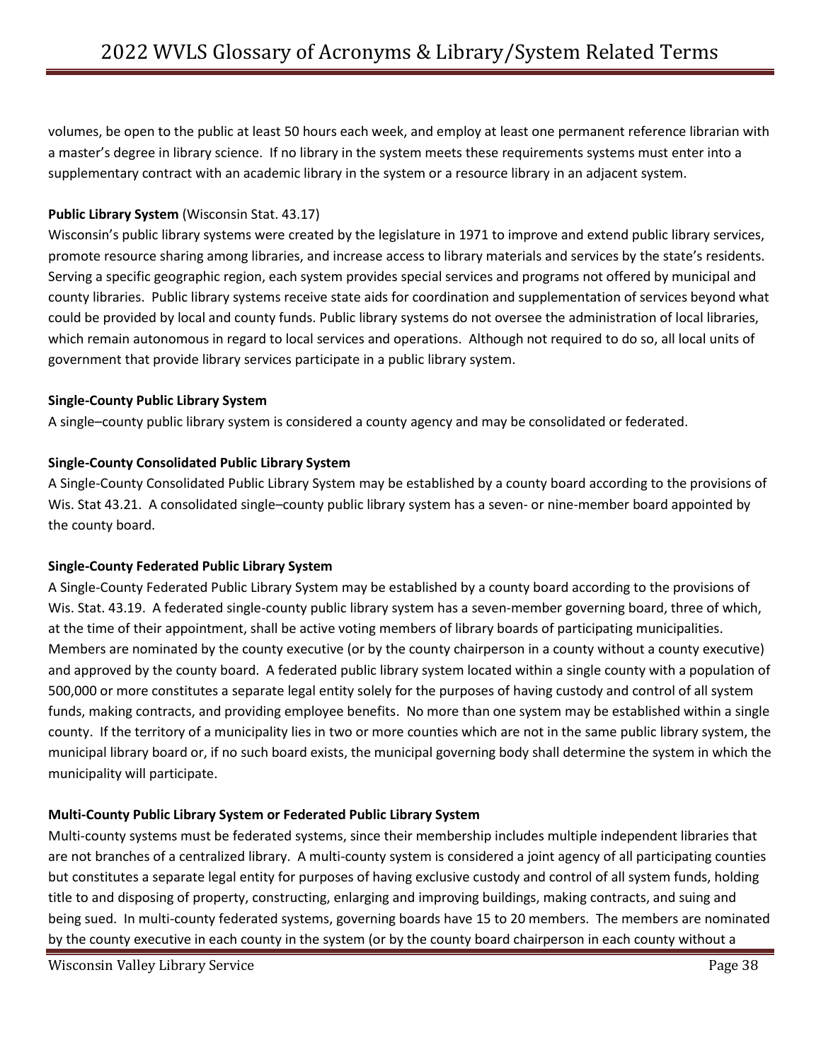volumes, be open to the public at least 50 hours each week, and employ at least one permanent reference librarian with a master's degree in library science. If no library in the system meets these requirements systems must enter into a supplementary contract with an academic library in the system or a resource library in an adjacent system.

**Public Library System** (Wisconsin Stat. 43.17)
Wisconsin's public library systems were created by the legislature in 1971 to improve and extend public library services, promote resource sharing among libraries, and increase access to library materials and services by the state's residents. Serving a specific geographic region, each system provides special services and programs not offered by municipal and county libraries. Public library systems receive state aids for coordination and supplementation of services beyond what could be provided by local and county funds. Public library systems do not oversee the administration of local libraries, which remain autonomous in regard to local services and operations. Although not required to do so, all local units of government that provide library services participate in a public library system.

**Single-County Public Library System**
A single–county public library system is considered a county agency and may be consolidated or federated.

**Single-County Consolidated Public Library System**
A Single-County Consolidated Public Library System may be established by a county board according to the provisions of Wis. Stat 43.21. A consolidated single–county public library system has a seven- or nine-member board appointed by the county board.

**Single-County Federated Public Library System**
A Single-County Federated Public Library System may be established by a county board according to the provisions of Wis. Stat. 43.19. A federated single-county public library system has a seven-member governing board, three of which, at the time of their appointment, shall be active voting members of library boards of participating municipalities. Members are nominated by the county executive (or by the county chairperson in a county without a county executive) and approved by the county board. A federated public library system located within a single county with a population of 500,000 or more constitutes a separate legal entity solely for the purposes of having custody and control of all system funds, making contracts, and providing employee benefits. No more than one system may be established within a single county. If the territory of a municipality lies in two or more counties which are not in the same public library system, the municipal library board or, if no such board exists, the municipal governing body shall determine the system in which the municipality will participate.

**Multi-County Public Library System or Federated Public Library System**
Multi-county systems must be federated systems, since their membership includes multiple independent libraries that are not branches of a centralized library. A multi-county system is considered a joint agency of all participating counties but constitutes a separate legal entity for purposes of having exclusive custody and control of all system funds, holding title to and disposing of property, constructing, enlarging and improving buildings, making contracts, and suing and being sued. In multi-county federated systems, governing boards have 15 to 20 members. The members are nominated by the county executive in each county in the system (or by the county board chairperson in each county without a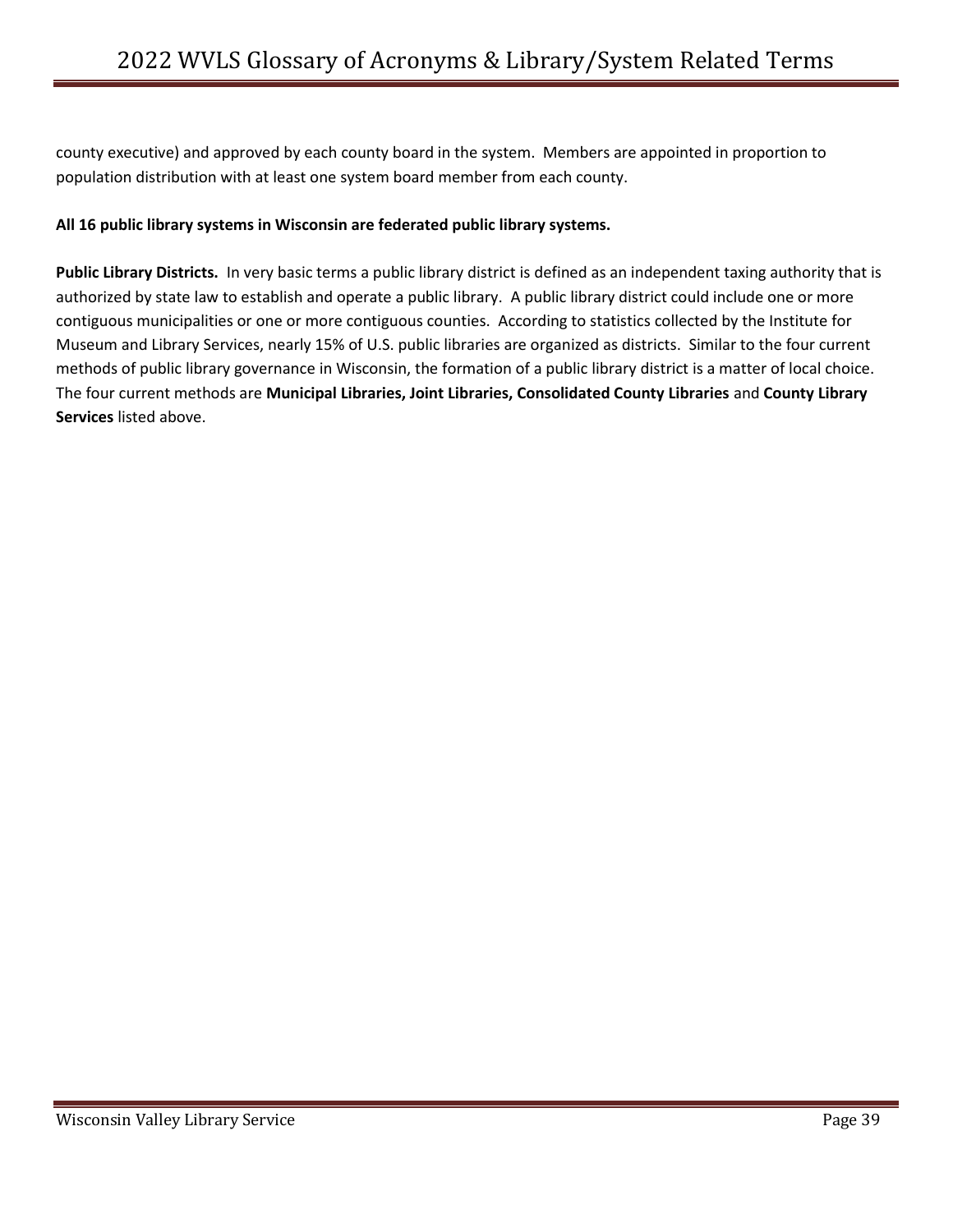county executive) and approved by each county board in the system. Members are appointed in proportion to population distribution with at least one system board member from each county.

**All 16 public library systems in Wisconsin are federated public library systems.**

**Public Library Districts.** In very basic terms a public library district is defined as an independent taxing authority that is authorized by state law to establish and operate a public library. A public library district could include one or more contiguous municipalities or one or more contiguous counties. According to statistics collected by the Institute for Museum and Library Services, nearly 15% of U.S. public libraries are organized as districts. Similar to the four current methods of public library governance in Wisconsin, the formation of a public library district is a matter of local choice. The four current methods are **Municipal Libraries, Joint Libraries, Consolidated County Libraries** and **County Library Services** listed above.